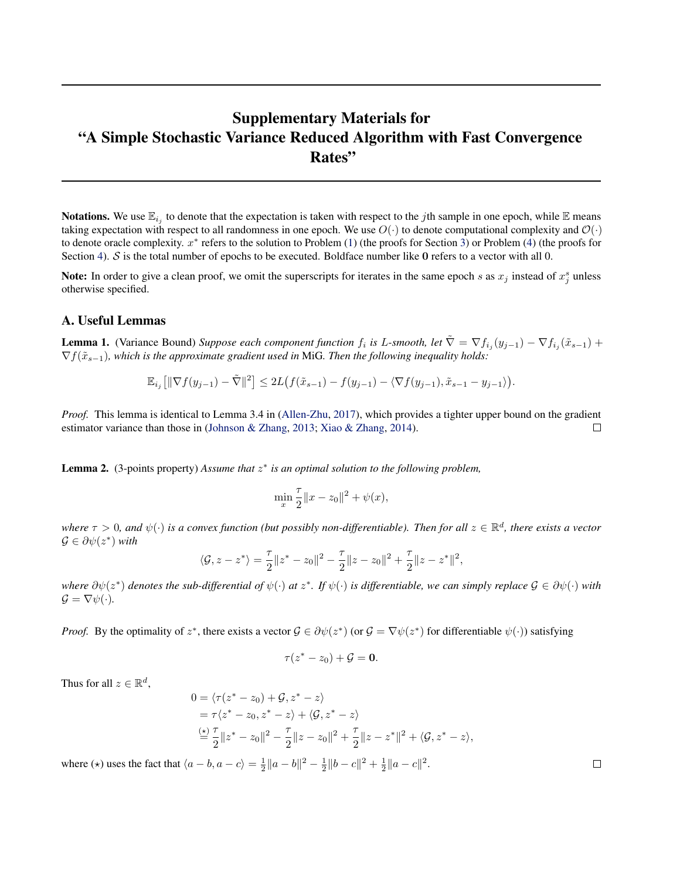# Supplementary Materials for "A Simple Stochastic Variance Reduced Algorithm with Fast Convergence Rates"

**Notations.** We use $\mathbb{E}_{i_j}$ to denote that the expectation is taken with respect to the $j$th sample in one epoch, while $\mathbb{E}$ means taking expectation with respect to all randomness in one epoch. We use $O(\cdot)$ to denote computational complexity and $\mathcal{O}(\cdot)$ to denote oracle complexity. $x^*$ refers to the solution to Problem (1) (the proofs for Section 3) or Problem (4) (the proofs for Section 4). $\mathcal{S}$ is the total number of epochs to be executed. Boldface number like $\mathbf{0}$ refers to a vector with all 0.

**Note:** In order to give a clean proof, we omit the superscripts for iterates in the same epoch $s$ as $x_j$ instead of $x_j^s$ unless otherwise specified.

## A. Useful Lemmas

**Lemma 1.** (Variance Bound) *Suppose each component function $f_i$ is $L$-smooth, let $\tilde{\nabla} = \nabla f_{i_j}(y_{j-1}) - \nabla f_{i_j}(\tilde{x}_{s-1}) + \nabla f(\tilde{x}_{s-1})$, which is the approximate gradient used in* MiG*. Then the following inequality holds:*

$$\mathbb{E}_{i_j}\big[\|\nabla f(y_{j-1}) - \tilde{\nabla}\|^2\big] \leq 2L\big(f(\tilde{x}_{s-1}) - f(y_{j-1}) - \langle \nabla f(y_{j-1}), \tilde{x}_{s-1} - y_{j-1}\rangle\big).$$

*Proof.* This lemma is identical to Lemma 3.4 in (Allen-Zhu, 2017), which provides a tighter upper bound on the gradient estimator variance than those in (Johnson & Zhang, 2013; Xiao & Zhang, 2014). $\square$

**Lemma 2.** (3-points property) *Assume that $z^*$ is an optimal solution to the following problem,*

$$\min_x \frac{\tau}{2}\|x - z_0\|^2 + \psi(x),$$

*where $\tau > 0$, and $\psi(\cdot)$ is a convex function (but possibly non-differentiable). Then for all $z \in \mathbb{R}^d$, there exists a vector $\mathcal{G} \in \partial\psi(z^*)$ with*

$$\langle \mathcal{G}, z - z^*\rangle = \frac{\tau}{2}\|z^* - z_0\|^2 - \frac{\tau}{2}\|z - z_0\|^2 + \frac{\tau}{2}\|z - z^*\|^2,$$

*where $\partial\psi(z^*)$ denotes the sub-differential of $\psi(\cdot)$ at $z^*$. If $\psi(\cdot)$ is differentiable, we can simply replace $\mathcal{G} \in \partial\psi(\cdot)$ with $\mathcal{G} = \nabla\psi(\cdot)$.*

*Proof.* By the optimality of $z^*$, there exists a vector $\mathcal{G} \in \partial\psi(z^*)$ (or $\mathcal{G} = \nabla\psi(z^*)$ for differentiable $\psi(\cdot)$) satisfying

$$\tau(z^* - z_0) + \mathcal{G} = \mathbf{0}.$$

Thus for all $z \in \mathbb{R}^d$,

$$\begin{aligned}
0 &= \langle \tau(z^* - z_0) + \mathcal{G}, z^* - z\rangle \\
&= \tau\langle z^* - z_0, z^* - z\rangle + \langle \mathcal{G}, z^* - z\rangle \\
&\overset{(\star)}{=} \frac{\tau}{2}\|z^* - z_0\|^2 - \frac{\tau}{2}\|z - z_0\|^2 + \frac{\tau}{2}\|z - z^*\|^2 + \langle \mathcal{G}, z^* - z\rangle,
\end{aligned}$$

where $(\star)$ uses the fact that $\langle a - b, a - c\rangle = \frac{1}{2}\|a - b\|^2 - \frac{1}{2}\|b - c\|^2 + \frac{1}{2}\|a - c\|^2$. $\square$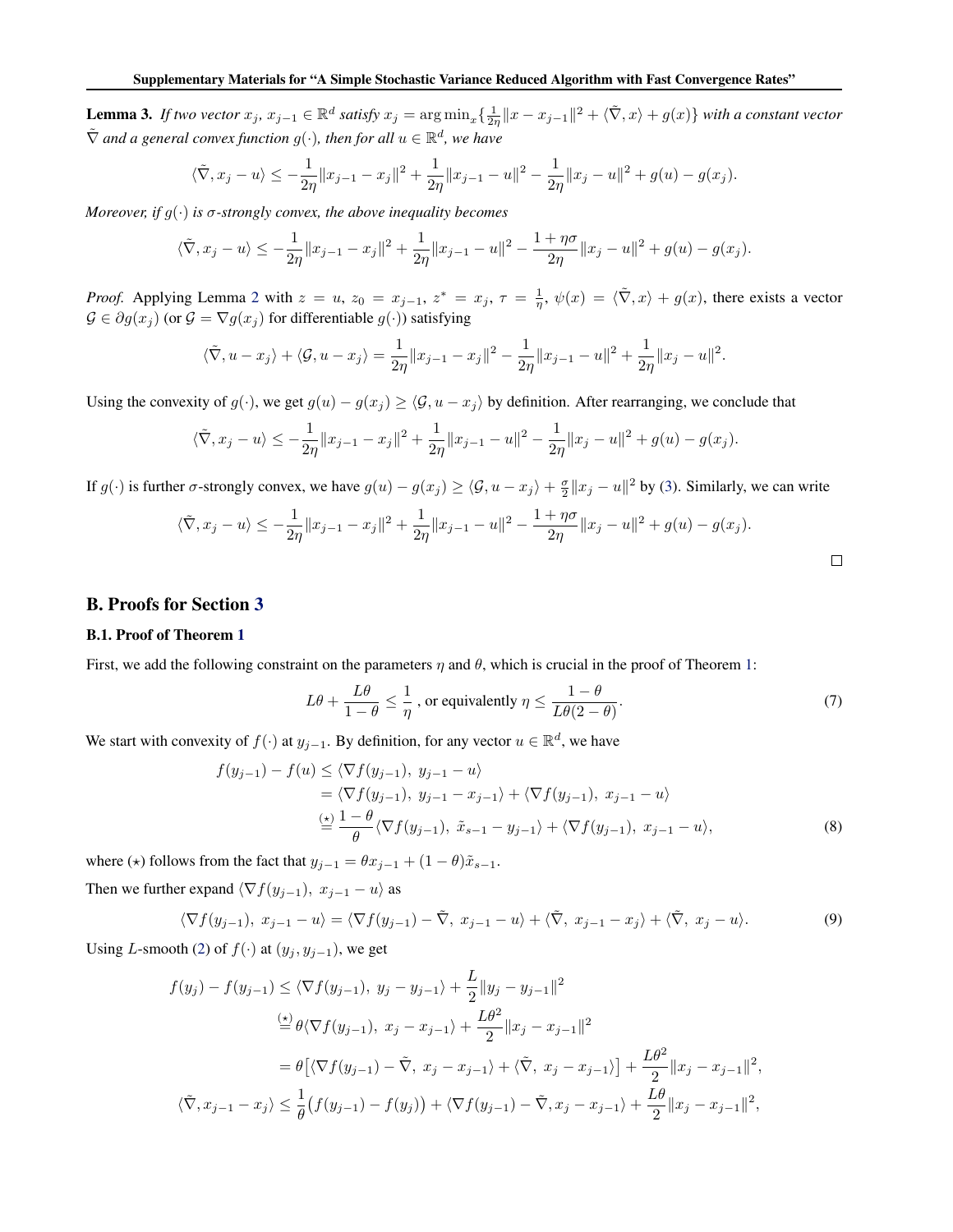**Lemma 3.** *If two vector $x_j,\, x_{j-1} \in \mathbb{R}^d$ satisfy $x_j = \arg\min_x\{\frac{1}{2\eta}\|x - x_{j-1}\|^2 + \langle\tilde{\nabla}, x\rangle + g(x)\}$ with a constant vector $\tilde{\nabla}$ and a general convex function $g(\cdot)$, then for all $u \in \mathbb{R}^d$, we have*

$$\langle\tilde{\nabla}, x_j - u\rangle \leq -\frac{1}{2\eta}\|x_{j-1} - x_j\|^2 + \frac{1}{2\eta}\|x_{j-1} - u\|^2 - \frac{1}{2\eta}\|x_j - u\|^2 + g(u) - g(x_j).$$

*Moreover, if $g(\cdot)$ is $\sigma$-strongly convex, the above inequality becomes*

$$\langle\tilde{\nabla}, x_j - u\rangle \leq -\frac{1}{2\eta}\|x_{j-1} - x_j\|^2 + \frac{1}{2\eta}\|x_{j-1} - u\|^2 - \frac{1+\eta\sigma}{2\eta}\|x_j - u\|^2 + g(u) - g(x_j).$$

*Proof.* Applying Lemma 2 with $z = u$, $z_0 = x_{j-1}$, $z^* = x_j$, $\tau = \frac{1}{\eta}$, $\psi(x) = \langle\tilde{\nabla}, x\rangle + g(x)$, there exists a vector $\mathcal{G} \in \partial g(x_j)$ (or $\mathcal{G} = \nabla g(x_j)$ for differentiable $g(\cdot)$) satisfying

$$\langle\tilde{\nabla}, u - x_j\rangle + \langle\mathcal{G}, u - x_j\rangle = \frac{1}{2\eta}\|x_{j-1} - x_j\|^2 - \frac{1}{2\eta}\|x_{j-1} - u\|^2 + \frac{1}{2\eta}\|x_j - u\|^2.$$

Using the convexity of $g(\cdot)$, we get $g(u) - g(x_j) \geq \langle\mathcal{G}, u - x_j\rangle$ by definition. After rearranging, we conclude that

$$\langle\tilde{\nabla}, x_j - u\rangle \leq -\frac{1}{2\eta}\|x_{j-1} - x_j\|^2 + \frac{1}{2\eta}\|x_{j-1} - u\|^2 - \frac{1}{2\eta}\|x_j - u\|^2 + g(u) - g(x_j).$$

If $g(\cdot)$ is further $\sigma$-strongly convex, we have $g(u) - g(x_j) \geq \langle\mathcal{G}, u - x_j\rangle + \frac{\sigma}{2}\|x_j - u\|^2$ by (3). Similarly, we can write

$$\langle\tilde{\nabla}, x_j - u\rangle \leq -\frac{1}{2\eta}\|x_{j-1} - x_j\|^2 + \frac{1}{2\eta}\|x_{j-1} - u\|^2 - \frac{1+\eta\sigma}{2\eta}\|x_j - u\|^2 + g(u) - g(x_j).$$

□

## B. Proofs for Section 3

### B.1. Proof of Theorem 1

First, we add the following constraint on the parameters $\eta$ and $\theta$, which is crucial in the proof of Theorem 1:

$$L\theta + \frac{L\theta}{1-\theta} \leq \frac{1}{\eta} \text{ , or equivalently } \eta \leq \frac{1-\theta}{L\theta(2-\theta)}. \tag{7}$$

We start with convexity of $f(\cdot)$ at $y_{j-1}$. By definition, for any vector $u \in \mathbb{R}^d$, we have

$$\begin{aligned}
f(y_{j-1}) - f(u) &\leq \langle\nabla f(y_{j-1}),\ y_{j-1} - u\rangle \\
&= \langle\nabla f(y_{j-1}),\ y_{j-1} - x_{j-1}\rangle + \langle\nabla f(y_{j-1}),\ x_{j-1} - u\rangle \\
&\overset{(\star)}{=} \frac{1-\theta}{\theta}\langle\nabla f(y_{j-1}),\ \tilde{x}_{s-1} - y_{j-1}\rangle + \langle\nabla f(y_{j-1}),\ x_{j-1} - u\rangle,
\end{aligned} \tag{8}$$

where $(\star)$ follows from the fact that $y_{j-1} = \theta x_{j-1} + (1-\theta)\tilde{x}_{s-1}$.

Then we further expand $\langle\nabla f(y_{j-1}),\ x_{j-1} - u\rangle$ as

$$\langle\nabla f(y_{j-1}),\ x_{j-1} - u\rangle = \langle\nabla f(y_{j-1}) - \tilde{\nabla},\ x_{j-1} - u\rangle + \langle\tilde{\nabla},\ x_{j-1} - x_j\rangle + \langle\tilde{\nabla},\ x_j - u\rangle. \tag{9}$$

Using $L$-smooth (2) of $f(\cdot)$ at $(y_j, y_{j-1})$, we get

$$\begin{aligned}
f(y_j) - f(y_{j-1}) &\leq \langle\nabla f(y_{j-1}),\ y_j - y_{j-1}\rangle + \frac{L}{2}\|y_j - y_{j-1}\|^2 \\
&\overset{(\star)}{=} \theta\langle\nabla f(y_{j-1}),\ x_j - x_{j-1}\rangle + \frac{L\theta^2}{2}\|x_j - x_{j-1}\|^2 \\
&= \theta\big[\langle\nabla f(y_{j-1}) - \tilde{\nabla},\ x_j - x_{j-1}\rangle + \langle\tilde{\nabla},\ x_j - x_{j-1}\rangle\big] + \frac{L\theta^2}{2}\|x_j - x_{j-1}\|^2, \\
\langle\tilde{\nabla}, x_{j-1} - x_j\rangle &\leq \frac{1}{\theta}\big(f(y_{j-1}) - f(y_j)\big) + \langle\nabla f(y_{j-1}) - \tilde{\nabla}, x_j - x_{j-1}\rangle + \frac{L\theta}{2}\|x_j - x_{j-1}\|^2,
\end{aligned}$$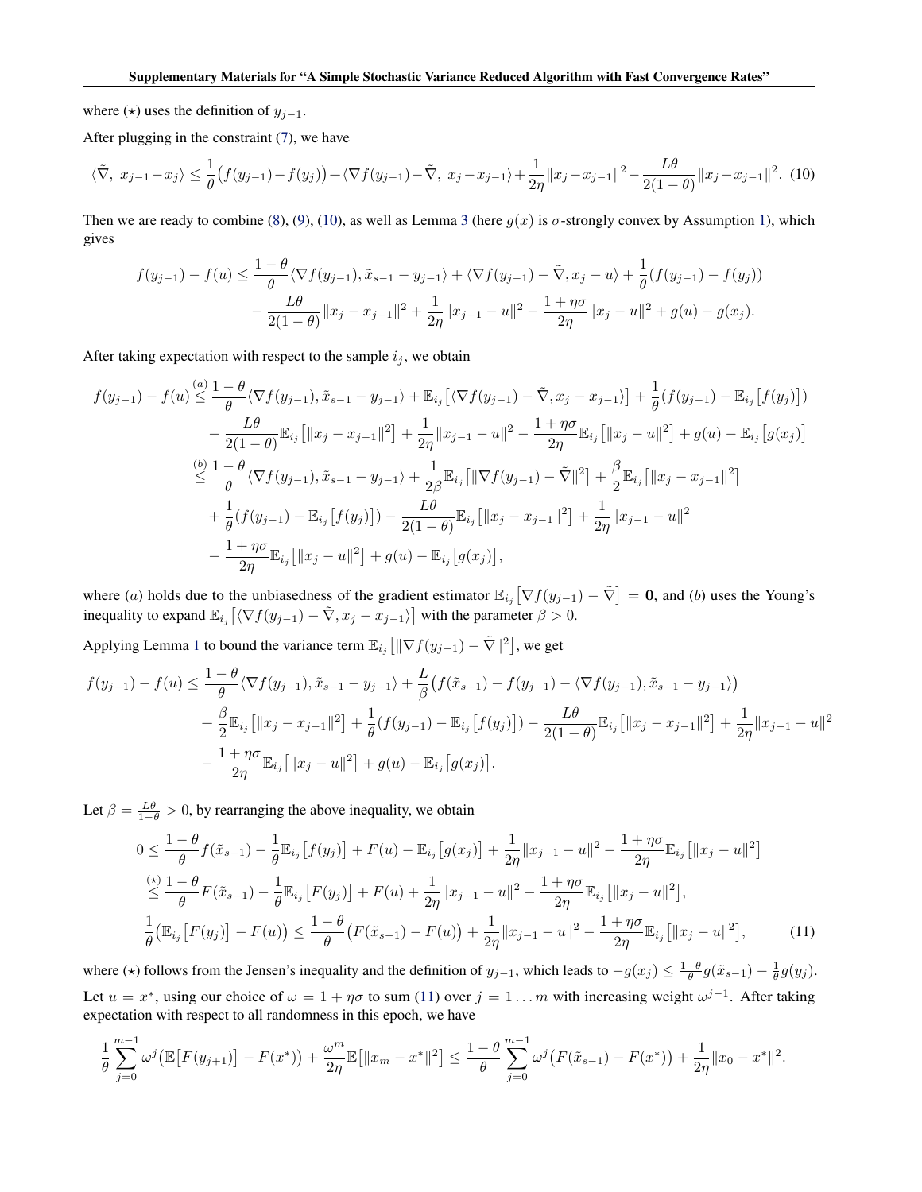where ($\star$) uses the definition of $y_{j-1}$.

After plugging in the constraint (7), we have

$$\langle \tilde{\nabla},\ x_{j-1} - x_j \rangle \leq \frac{1}{\theta}\big(f(y_{j-1}) - f(y_j)\big) + \langle \nabla f(y_{j-1}) - \tilde{\nabla},\ x_j - x_{j-1} \rangle + \frac{1}{2\eta}\|x_j - x_{j-1}\|^2 - \frac{L\theta}{2(1-\theta)}\|x_j - x_{j-1}\|^2. \quad (10)$$

Then we are ready to combine (8), (9), (10), as well as Lemma 3 (here $g(x)$ is $\sigma$-strongly convex by Assumption 1), which gives

$$\begin{aligned}
f(y_{j-1}) - f(u) \leq\ & \frac{1-\theta}{\theta}\langle \nabla f(y_{j-1}), \tilde{x}_{s-1} - y_{j-1} \rangle + \langle \nabla f(y_{j-1}) - \tilde{\nabla}, x_j - u \rangle + \frac{1}{\theta}(f(y_{j-1}) - f(y_j)) \\
& - \frac{L\theta}{2(1-\theta)}\|x_j - x_{j-1}\|^2 + \frac{1}{2\eta}\|x_{j-1} - u\|^2 - \frac{1+\eta\sigma}{2\eta}\|x_j - u\|^2 + g(u) - g(x_j).
\end{aligned}$$

After taking expectation with respect to the sample $i_j$, we obtain

$$\begin{aligned}
f(y_{j-1}) - f(u) \overset{(a)}{\leq}\ & \frac{1-\theta}{\theta}\langle \nabla f(y_{j-1}), \tilde{x}_{s-1} - y_{j-1} \rangle + \mathbb{E}_{i_j}\big[\langle \nabla f(y_{j-1}) - \tilde{\nabla}, x_j - x_{j-1} \rangle\big] + \frac{1}{\theta}(f(y_{j-1}) - \mathbb{E}_{i_j}\big[f(y_j)\big]) \\
& - \frac{L\theta}{2(1-\theta)}\mathbb{E}_{i_j}\big[\|x_j - x_{j-1}\|^2\big] + \frac{1}{2\eta}\|x_{j-1} - u\|^2 - \frac{1+\eta\sigma}{2\eta}\mathbb{E}_{i_j}\big[\|x_j - u\|^2\big] + g(u) - \mathbb{E}_{i_j}\big[g(x_j)\big] \\
\overset{(b)}{\leq}\ & \frac{1-\theta}{\theta}\langle \nabla f(y_{j-1}), \tilde{x}_{s-1} - y_{j-1} \rangle + \frac{1}{2\beta}\mathbb{E}_{i_j}\big[\|\nabla f(y_{j-1}) - \tilde{\nabla}\|^2\big] + \frac{\beta}{2}\mathbb{E}_{i_j}\big[\|x_j - x_{j-1}\|^2\big] \\
& + \frac{1}{\theta}(f(y_{j-1}) - \mathbb{E}_{i_j}\big[f(y_j)\big]) - \frac{L\theta}{2(1-\theta)}\mathbb{E}_{i_j}\big[\|x_j - x_{j-1}\|^2\big] + \frac{1}{2\eta}\|x_{j-1} - u\|^2 \\
& - \frac{1+\eta\sigma}{2\eta}\mathbb{E}_{i_j}\big[\|x_j - u\|^2\big] + g(u) - \mathbb{E}_{i_j}\big[g(x_j)\big],
\end{aligned}$$

where $(a)$ holds due to the unbiasedness of the gradient estimator $\mathbb{E}_{i_j}\big[\nabla f(y_{j-1}) - \tilde{\nabla}\big] = \mathbf{0}$, and $(b)$ uses the Young's inequality to expand $\mathbb{E}_{i_j}\big[\langle \nabla f(y_{j-1}) - \tilde{\nabla}, x_j - x_{j-1} \rangle\big]$ with the parameter $\beta > 0$.

Applying Lemma 1 to bound the variance term $\mathbb{E}_{i_j}\big[\|\nabla f(y_{j-1}) - \tilde{\nabla}\|^2\big]$, we get

$$\begin{aligned}
f(y_{j-1}) - f(u) \leq\ & \frac{1-\theta}{\theta}\langle \nabla f(y_{j-1}), \tilde{x}_{s-1} - y_{j-1} \rangle + \frac{L}{\beta}\big(f(\tilde{x}_{s-1}) - f(y_{j-1}) - \langle \nabla f(y_{j-1}), \tilde{x}_{s-1} - y_{j-1} \rangle\big) \\
& + \frac{\beta}{2}\mathbb{E}_{i_j}\big[\|x_j - x_{j-1}\|^2\big] + \frac{1}{\theta}(f(y_{j-1}) - \mathbb{E}_{i_j}\big[f(y_j)\big]) - \frac{L\theta}{2(1-\theta)}\mathbb{E}_{i_j}\big[\|x_j - x_{j-1}\|^2\big] + \frac{1}{2\eta}\|x_{j-1} - u\|^2 \\
& - \frac{1+\eta\sigma}{2\eta}\mathbb{E}_{i_j}\big[\|x_j - u\|^2\big] + g(u) - \mathbb{E}_{i_j}\big[g(x_j)\big].
\end{aligned}$$

Let $\beta = \frac{L\theta}{1-\theta} > 0$, by rearranging the above inequality, we obtain

$$\begin{aligned}
0 \leq\ & \frac{1-\theta}{\theta}f(\tilde{x}_{s-1}) - \frac{1}{\theta}\mathbb{E}_{i_j}\big[f(y_j)\big] + F(u) - \mathbb{E}_{i_j}\big[g(x_j)\big] + \frac{1}{2\eta}\|x_{j-1} - u\|^2 - \frac{1+\eta\sigma}{2\eta}\mathbb{E}_{i_j}\big[\|x_j - u\|^2\big] \\
\overset{(\star)}{\leq}\ & \frac{1-\theta}{\theta}F(\tilde{x}_{s-1}) - \frac{1}{\theta}\mathbb{E}_{i_j}\big[F(y_j)\big] + F(u) + \frac{1}{2\eta}\|x_{j-1} - u\|^2 - \frac{1+\eta\sigma}{2\eta}\mathbb{E}_{i_j}\big[\|x_j - u\|^2\big], \\
\frac{1}{\theta}\big(\mathbb{E}_{i_j}\big[F(y_j)\big] - F(u)\big) \leq\ & \frac{1-\theta}{\theta}\big(F(\tilde{x}_{s-1}) - F(u)\big) + \frac{1}{2\eta}\|x_{j-1} - u\|^2 - \frac{1+\eta\sigma}{2\eta}\mathbb{E}_{i_j}\big[\|x_j - u\|^2\big], \quad (11)
\end{aligned}$$

where ($\star$) follows from the Jensen's inequality and the definition of $y_{j-1}$, which leads to $-g(x_j) \leq \frac{1-\theta}{\theta}g(\tilde{x}_{s-1}) - \frac{1}{\theta}g(y_j)$.

Let $u = x^*$, using our choice of $\omega = 1 + \eta\sigma$ to sum (11) over $j = 1 \ldots m$ with increasing weight $\omega^{j-1}$. After taking expectation with respect to all randomness in this epoch, we have

$$\frac{1}{\theta}\sum_{j=0}^{m-1}\omega^j\big(\mathbb{E}\big[F(y_{j+1})\big] - F(x^*)\big) + \frac{\omega^m}{2\eta}\mathbb{E}\big[\|x_m - x^*\|^2\big] \leq \frac{1-\theta}{\theta}\sum_{j=0}^{m-1}\omega^j\big(F(\tilde{x}_{s-1}) - F(x^*)\big) + \frac{1}{2\eta}\|x_0 - x^*\|^2.$$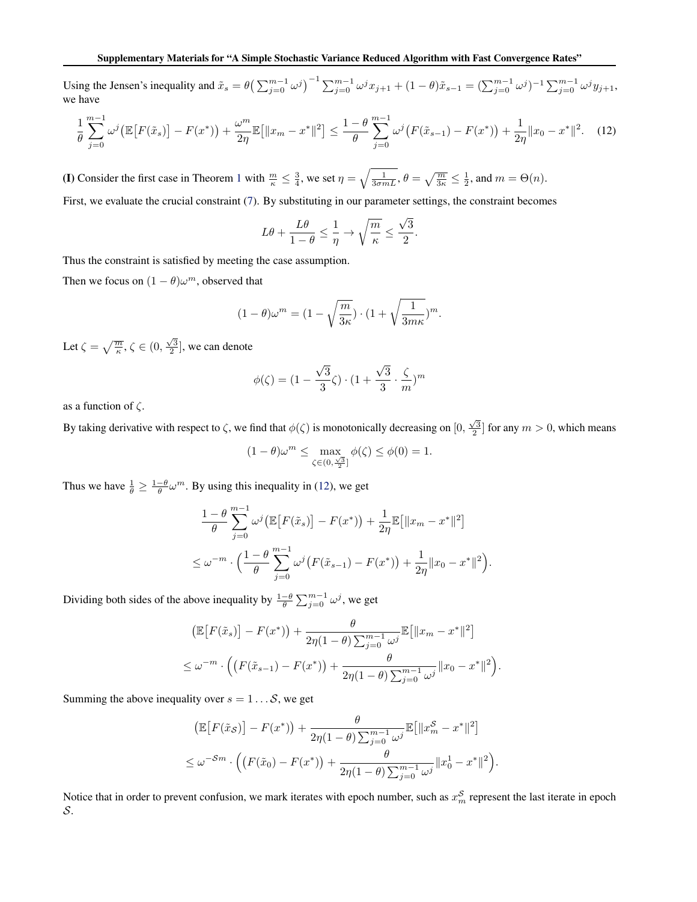Using the Jensen's inequality and $\tilde{x}_s = \theta\big(\sum_{j=0}^{m-1}\omega^j\big)^{-1}\sum_{j=0}^{m-1}\omega^j x_{j+1} + (1-\theta)\tilde{x}_{s-1} = (\sum_{j=0}^{m-1}\omega^j)^{-1}\sum_{j=0}^{m-1}\omega^j y_{j+1}$, we have

$$\frac{1}{\theta}\sum_{j=0}^{m-1}\omega^j\big(\mathbb{E}\big[F(\tilde{x}_s)\big] - F(x^*)\big) + \frac{\omega^m}{2\eta}\mathbb{E}\big[\|x_m - x^*\|^2\big] \le \frac{1-\theta}{\theta}\sum_{j=0}^{m-1}\omega^j\big(F(\tilde{x}_{s-1}) - F(x^*)\big) + \frac{1}{2\eta}\|x_0 - x^*\|^2. \quad (12)$$

**(I)** Consider the first case in Theorem 1 with $\frac{m}{\kappa} \le \frac{3}{4}$, we set $\eta = \sqrt{\frac{1}{3\sigma m L}}$, $\theta = \sqrt{\frac{m}{3\kappa}} \le \frac{1}{2}$, and $m = \Theta(n)$.

First, we evaluate the crucial constraint (7). By substituting in our parameter settings, the constraint becomes

$$L\theta + \frac{L\theta}{1-\theta} \le \frac{1}{\eta} \rightarrow \sqrt{\frac{m}{\kappa}} \le \frac{\sqrt{3}}{2}.$$

Thus the constraint is satisfied by meeting the case assumption.

Then we focus on $(1-\theta)\omega^m$, observed that

$$(1-\theta)\omega^m = (1 - \sqrt{\frac{m}{3\kappa}}) \cdot (1 + \sqrt{\frac{1}{3m\kappa}})^m.$$

Let $\zeta = \sqrt{\frac{m}{\kappa}}$, $\zeta \in (0, \frac{\sqrt{3}}{2}]$, we can denote

$$\phi(\zeta) = (1 - \frac{\sqrt{3}}{3}\zeta) \cdot (1 + \frac{\sqrt{3}}{3} \cdot \frac{\zeta}{m})^m$$

as a function of $\zeta$.

By taking derivative with respect to $\zeta$, we find that $\phi(\zeta)$ is monotonically decreasing on $[0, \frac{\sqrt{3}}{2}]$ for any $m > 0$, which means

$$(1-\theta)\omega^m \le \max_{\zeta \in (0, \frac{\sqrt{3}}{2}]} \phi(\zeta) \le \phi(0) = 1.$$

Thus we have $\frac{1}{\theta} \ge \frac{1-\theta}{\theta}\omega^m$. By using this inequality in (12), we get

$$\begin{aligned}
&\frac{1-\theta}{\theta}\sum_{j=0}^{m-1}\omega^j\big(\mathbb{E}\big[F(\tilde{x}_s)\big] - F(x^*)\big) + \frac{1}{2\eta}\mathbb{E}\big[\|x_m - x^*\|^2\big] \\
&\le \omega^{-m} \cdot \Big(\frac{1-\theta}{\theta}\sum_{j=0}^{m-1}\omega^j\big(F(\tilde{x}_{s-1}) - F(x^*)\big) + \frac{1}{2\eta}\|x_0 - x^*\|^2\Big).
\end{aligned}$$

Dividing both sides of the above inequality by $\frac{1-\theta}{\theta}\sum_{j=0}^{m-1}\omega^j$, we get

$$\begin{aligned}
&\big(\mathbb{E}\big[F(\tilde{x}_s)\big] - F(x^*)\big) + \frac{\theta}{2\eta(1-\theta)\sum_{j=0}^{m-1}\omega^j}\mathbb{E}\big[\|x_m - x^*\|^2\big] \\
&\le \omega^{-m} \cdot \Big(\big(F(\tilde{x}_{s-1}) - F(x^*)\big) + \frac{\theta}{2\eta(1-\theta)\sum_{j=0}^{m-1}\omega^j}\|x_0 - x^*\|^2\Big).
\end{aligned}$$

Summing the above inequality over $s = 1 \ldots \mathcal{S}$, we get

$$\begin{aligned}
&\big(\mathbb{E}\big[F(\tilde{x}_{\mathcal{S}})\big] - F(x^*)\big) + \frac{\theta}{2\eta(1-\theta)\sum_{j=0}^{m-1}\omega^j}\mathbb{E}\big[\|x_m^{\mathcal{S}} - x^*\|^2\big] \\
&\le \omega^{-\mathcal{S}m} \cdot \Big(\big(F(\tilde{x}_0) - F(x^*)\big) + \frac{\theta}{2\eta(1-\theta)\sum_{j=0}^{m-1}\omega^j}\|x_0^1 - x^*\|^2\Big).
\end{aligned}$$

Notice that in order to prevent confusion, we mark iterates with epoch number, such as $x_m^{\mathcal{S}}$ represent the last iterate in epoch $\mathcal{S}$.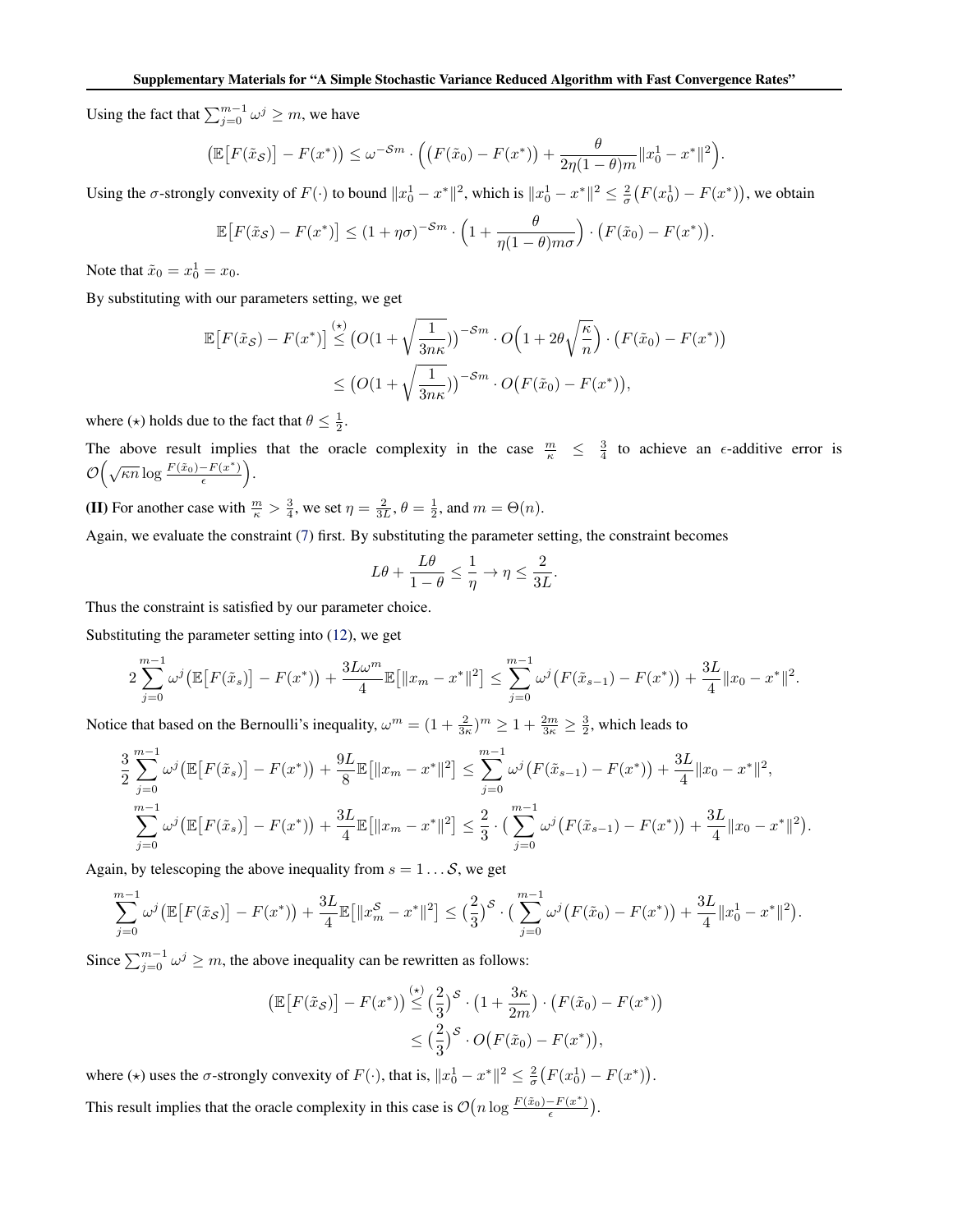Using the fact that $\sum_{j=0}^{m-1} \omega^j \geq m$, we have

$$\big(\mathbb{E}\big[F(\tilde{x}_{\mathcal{S}})\big] - F(x^*)\big) \leq \omega^{-\mathcal{S}m} \cdot \Big(\big(F(\tilde{x}_0) - F(x^*)\big) + \frac{\theta}{2\eta(1-\theta)m}\|x_0^1 - x^*\|^2\Big).$$

Using the $\sigma$-strongly convexity of $F(\cdot)$ to bound $\|x_0^1 - x^*\|^2$, which is $\|x_0^1 - x^*\|^2 \leq \frac{2}{\sigma}\big(F(x_0^1) - F(x^*)\big)$, we obtain

$$\mathbb{E}\big[F(\tilde{x}_{\mathcal{S}}) - F(x^*)\big] \leq (1+\eta\sigma)^{-\mathcal{S}m} \cdot \Big(1 + \frac{\theta}{\eta(1-\theta)m\sigma}\Big) \cdot \big(F(\tilde{x}_0) - F(x^*)\big).$$

Note that $\tilde{x}_0 = x_0^1 = x_0$.

By substituting with our parameters setting, we get

$$\begin{aligned}\mathbb{E}\big[F(\tilde{x}_{\mathcal{S}}) - F(x^*)\big] &\overset{(\star)}{\leq} \big(O(1 + \sqrt{\frac{1}{3n\kappa}})\big)^{-\mathcal{S}m} \cdot O\Big(1 + 2\theta\sqrt{\frac{\kappa}{n}}\Big) \cdot \big(F(\tilde{x}_0) - F(x^*)\big)\\ &\leq \big(O(1 + \sqrt{\frac{1}{3n\kappa}})\big)^{-\mathcal{S}m} \cdot O\big(F(\tilde{x}_0) - F(x^*)\big),\end{aligned}$$

where $(\star)$ holds due to the fact that $\theta \leq \frac{1}{2}$.

The above result implies that the oracle complexity in the case $\frac{m}{\kappa} \leq \frac{3}{4}$ to achieve an $\epsilon$-additive error is $\mathcal{O}\Big(\sqrt{\kappa n}\log\frac{F(\tilde{x}_0) - F(x^*)}{\epsilon}\Big)$.

**(II)** For another case with $\frac{m}{\kappa} > \frac{3}{4}$, we set $\eta = \frac{2}{3L}$, $\theta = \frac{1}{2}$, and $m = \Theta(n)$.

Again, we evaluate the constraint (7) first. By substituting the parameter setting, the constraint becomes

$$L\theta + \frac{L\theta}{1-\theta} \leq \frac{1}{\eta} \rightarrow \eta \leq \frac{2}{3L}.$$

Thus the constraint is satisfied by our parameter choice.

Substituting the parameter setting into (12), we get

$$2\sum_{j=0}^{m-1} \omega^j \big(\mathbb{E}\big[F(\tilde{x}_s)\big] - F(x^*)\big) + \frac{3L\omega^m}{4}\mathbb{E}\big[\|x_m - x^*\|^2\big] \leq \sum_{j=0}^{m-1}\omega^j\big(F(\tilde{x}_{s-1}) - F(x^*)\big) + \frac{3L}{4}\|x_0 - x^*\|^2.$$

Notice that based on the Bernoulli's inequality, $\omega^m = (1 + \frac{2}{3\kappa})^m \geq 1 + \frac{2m}{3\kappa} \geq \frac{3}{2}$, which leads to

$$\begin{aligned}\frac{3}{2}\sum_{j=0}^{m-1} \omega^j \big(\mathbb{E}\big[F(\tilde{x}_s)\big] - F(x^*)\big) + \frac{9L}{8}\mathbb{E}\big[\|x_m - x^*\|^2\big] &\leq \sum_{j=0}^{m-1}\omega^j\big(F(\tilde{x}_{s-1}) - F(x^*)\big) + \frac{3L}{4}\|x_0 - x^*\|^2,\\ \sum_{j=0}^{m-1} \omega^j \big(\mathbb{E}\big[F(\tilde{x}_s)\big] - F(x^*)\big) + \frac{3L}{4}\mathbb{E}\big[\|x_m - x^*\|^2\big] &\leq \frac{2}{3}\cdot\big(\sum_{j=0}^{m-1}\omega^j\big(F(\tilde{x}_{s-1}) - F(x^*)\big) + \frac{3L}{4}\|x_0 - x^*\|^2\big).\end{aligned}$$

Again, by telescoping the above inequality from $s = 1 \ldots \mathcal{S}$, we get

$$\sum_{j=0}^{m-1} \omega^j \big(\mathbb{E}\big[F(\tilde{x}_{\mathcal{S}})\big] - F(x^*)\big) + \frac{3L}{4}\mathbb{E}\big[\|x_m^{\mathcal{S}} - x^*\|^2\big] \leq \big(\frac{2}{3}\big)^{\mathcal{S}}\cdot\big(\sum_{j=0}^{m-1}\omega^j\big(F(\tilde{x}_0) - F(x^*)\big) + \frac{3L}{4}\|x_0^1 - x^*\|^2\big).$$

Since $\sum_{j=0}^{m-1} \omega^j \geq m$, the above inequality can be rewritten as follows:

$$\begin{aligned}\big(\mathbb{E}\big[F(\tilde{x}_{\mathcal{S}})\big] - F(x^*)\big) &\overset{(\star)}{\leq} \big(\frac{2}{3}\big)^{\mathcal{S}}\cdot\big(1 + \frac{3\kappa}{2m}\big)\cdot\big(F(\tilde{x}_0) - F(x^*)\big)\\ &\leq \big(\frac{2}{3}\big)^{\mathcal{S}}\cdot O\big(F(\tilde{x}_0) - F(x^*)\big),\end{aligned}$$

where $(\star)$ uses the $\sigma$-strongly convexity of $F(\cdot)$, that is, $\|x_0^1 - x^*\|^2 \leq \frac{2}{\sigma}\big(F(x_0^1) - F(x^*)\big)$.

This result implies that the oracle complexity in this case is $\mathcal{O}\big(n\log\frac{F(\tilde{x}_0) - F(x^*)}{\epsilon}\big)$.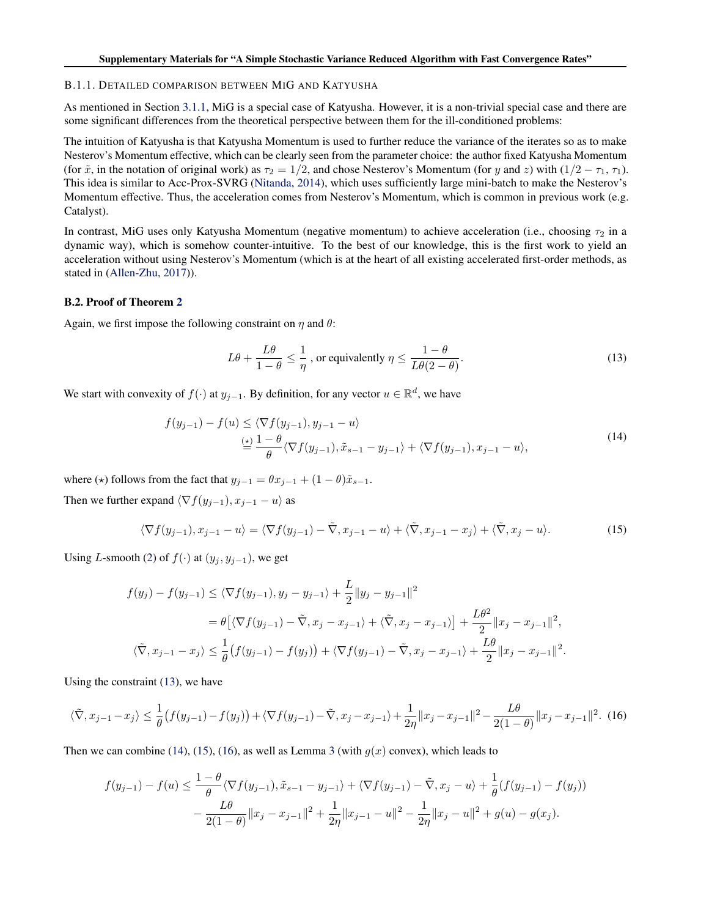#### B.1.1. DETAILED COMPARISON BETWEEN MIG AND KATYUSHA

As mentioned in Section 3.1.1, MiG is a special case of Katyusha. However, it is a non-trivial special case and there are some significant differences from the theoretical perspective between them for the ill-conditioned problems:

The intuition of Katyusha is that Katyusha Momentum is used to further reduce the variance of the iterates so as to make Nesterov's Momentum effective, which can be clearly seen from the parameter choice: the author fixed Katyusha Momentum (for $\tilde{x}$, in the notation of original work) as $\tau_2 = 1/2$, and chose Nesterov's Momentum (for $y$ and $z$) with $(1/2 - \tau_1, \tau_1)$. This idea is similar to Acc-Prox-SVRG (Nitanda, 2014), which uses sufficiently large mini-batch to make the Nesterov's Momentum effective. Thus, the acceleration comes from Nesterov's Momentum, which is common in previous work (e.g. Catalyst).

In contrast, MiG uses only Katyusha Momentum (negative momentum) to achieve acceleration (i.e., choosing $\tau_2$ in a dynamic way), which is somehow counter-intuitive. To the best of our knowledge, this is the first work to yield an acceleration without using Nesterov's Momentum (which is at the heart of all existing accelerated first-order methods, as stated in (Allen-Zhu, 2017)).

### B.2. Proof of Theorem 2

Again, we first impose the following constraint on $\eta$ and $\theta$:

$$L\theta + \frac{L\theta}{1-\theta} \leq \frac{1}{\eta} \text{ , or equivalently } \eta \leq \frac{1-\theta}{L\theta(2-\theta)}. \tag{13}$$

We start with convexity of $f(\cdot)$ at $y_{j-1}$. By definition, for any vector $u \in \mathbb{R}^d$, we have

$$\begin{aligned} f(y_{j-1}) - f(u) &\leq \langle \nabla f(y_{j-1}), y_{j-1} - u \rangle \\ &\overset{(\star)}{=} \frac{1-\theta}{\theta} \langle \nabla f(y_{j-1}), \tilde{x}_{s-1} - y_{j-1} \rangle + \langle \nabla f(y_{j-1}), x_{j-1} - u \rangle, \end{aligned} \tag{14}$$

where $(\star)$ follows from the fact that $y_{j-1} = \theta x_{j-1} + (1-\theta)\tilde{x}_{s-1}$.

Then we further expand $\langle \nabla f(y_{j-1}), x_{j-1} - u \rangle$ as

$$\langle \nabla f(y_{j-1}), x_{j-1} - u \rangle = \langle \nabla f(y_{j-1}) - \tilde{\nabla}, x_{j-1} - u \rangle + \langle \tilde{\nabla}, x_{j-1} - x_j \rangle + \langle \tilde{\nabla}, x_j - u \rangle. \tag{15}$$

Using $L$-smooth (2) of $f(\cdot)$ at $(y_j, y_{j-1})$, we get

$$\begin{aligned} f(y_j) - f(y_{j-1}) &\leq \langle \nabla f(y_{j-1}), y_j - y_{j-1} \rangle + \frac{L}{2}\|y_j - y_{j-1}\|^2 \\ &= \theta\big[\langle \nabla f(y_{j-1}) - \tilde{\nabla}, x_j - x_{j-1} \rangle + \langle \tilde{\nabla}, x_j - x_{j-1} \rangle\big] + \frac{L\theta^2}{2}\|x_j - x_{j-1}\|^2, \\ \langle \tilde{\nabla}, x_{j-1} - x_j \rangle &\leq \frac{1}{\theta}\big(f(y_{j-1}) - f(y_j)\big) + \langle \nabla f(y_{j-1}) - \tilde{\nabla}, x_j - x_{j-1} \rangle + \frac{L\theta}{2}\|x_j - x_{j-1}\|^2. \end{aligned}$$

Using the constraint (13), we have

$$\langle \tilde{\nabla}, x_{j-1} - x_j \rangle \leq \frac{1}{\theta}\big(f(y_{j-1}) - f(y_j)\big) + \langle \nabla f(y_{j-1}) - \tilde{\nabla}, x_j - x_{j-1} \rangle + \frac{1}{2\eta}\|x_j - x_{j-1}\|^2 - \frac{L\theta}{2(1-\theta)}\|x_j - x_{j-1}\|^2. \tag{16}$$

Then we can combine (14), (15), (16), as well as Lemma 3 (with $g(x)$ convex), which leads to

$$\begin{aligned} f(y_{j-1}) - f(u) \leq &\frac{1-\theta}{\theta}\langle \nabla f(y_{j-1}), \tilde{x}_{s-1} - y_{j-1} \rangle + \langle \nabla f(y_{j-1}) - \tilde{\nabla}, x_j - u \rangle + \frac{1}{\theta}(f(y_{j-1}) - f(y_j)) \\ &- \frac{L\theta}{2(1-\theta)}\|x_j - x_{j-1}\|^2 + \frac{1}{2\eta}\|x_{j-1} - u\|^2 - \frac{1}{2\eta}\|x_j - u\|^2 + g(u) - g(x_j). \end{aligned}$$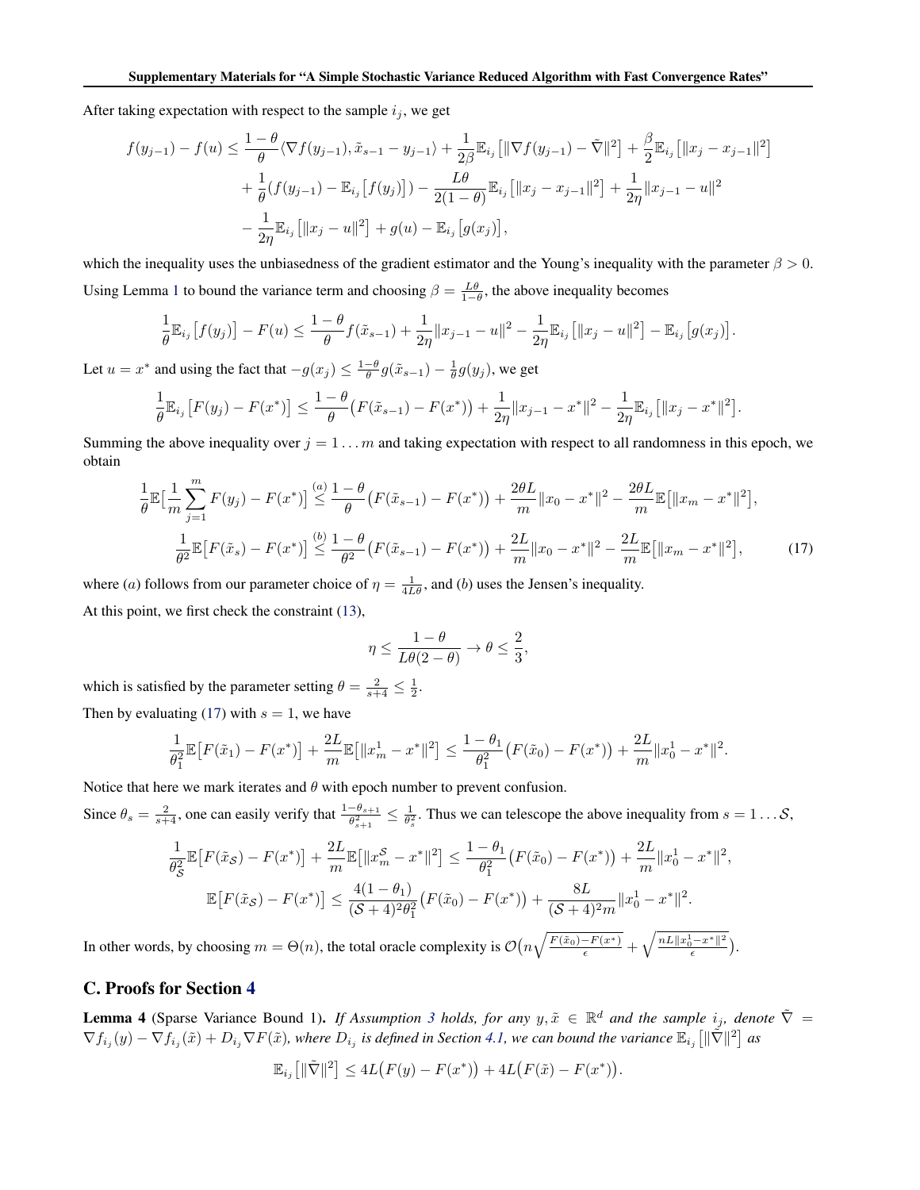After taking expectation with respect to the sample $i_j$, we get

$$
\begin{aligned}
f(y_{j-1}) - f(u) \leq & \frac{1-\theta}{\theta}\langle \nabla f(y_{j-1}), \tilde{x}_{s-1} - y_{j-1}\rangle + \frac{1}{2\beta}\mathbb{E}_{i_j}\big[\|\nabla f(y_{j-1}) - \tilde{\nabla}\|^2\big] + \frac{\beta}{2}\mathbb{E}_{i_j}\big[\|x_j - x_{j-1}\|^2\big] \\
& + \frac{1}{\theta}\big(f(y_{j-1}) - \mathbb{E}_{i_j}\big[f(y_j)\big]\big) - \frac{L\theta}{2(1-\theta)}\mathbb{E}_{i_j}\big[\|x_j - x_{j-1}\|^2\big] + \frac{1}{2\eta}\|x_{j-1} - u\|^2 \\
& - \frac{1}{2\eta}\mathbb{E}_{i_j}\big[\|x_j - u\|^2\big] + g(u) - \mathbb{E}_{i_j}\big[g(x_j)\big],
\end{aligned}
$$

which the inequality uses the unbiasedness of the gradient estimator and the Young's inequality with the parameter $\beta > 0$. Using Lemma 1 to bound the variance term and choosing $\beta = \frac{L\theta}{1-\theta}$, the above inequality becomes

$$
\frac{1}{\theta}\mathbb{E}_{i_j}\big[f(y_j)\big] - F(u) \leq \frac{1-\theta}{\theta}f(\tilde{x}_{s-1}) + \frac{1}{2\eta}\|x_{j-1} - u\|^2 - \frac{1}{2\eta}\mathbb{E}_{i_j}\big[\|x_j - u\|^2\big] - \mathbb{E}_{i_j}\big[g(x_j)\big].
$$

Let $u = x^*$ and using the fact that $-g(x_j) \leq \frac{1-\theta}{\theta}g(\tilde{x}_{s-1}) - \frac{1}{\theta}g(y_j)$, we get

$$
\frac{1}{\theta}\mathbb{E}_{i_j}\big[F(y_j) - F(x^*)\big] \leq \frac{1-\theta}{\theta}\big(F(\tilde{x}_{s-1}) - F(x^*)\big) + \frac{1}{2\eta}\|x_{j-1} - x^*\|^2 - \frac{1}{2\eta}\mathbb{E}_{i_j}\big[\|x_j - x^*\|^2\big].
$$

Summing the above inequality over $j = 1 \dots m$ and taking expectation with respect to all randomness in this epoch, we obtain

$$
\begin{aligned}
\frac{1}{\theta}\mathbb{E}\Big[\frac{1}{m}\sum_{j=1}^{m}F(y_j) - F(x^*)\Big] &\overset{(a)}{\leq} \frac{1-\theta}{\theta}\big(F(\tilde{x}_{s-1}) - F(x^*)\big) + \frac{2\theta L}{m}\|x_0 - x^*\|^2 - \frac{2\theta L}{m}\mathbb{E}\big[\|x_m - x^*\|^2\big], \\
\frac{1}{\theta^2}\mathbb{E}\big[F(\tilde{x}_s) - F(x^*)\big] &\overset{(b)}{\leq} \frac{1-\theta}{\theta^2}\big(F(\tilde{x}_{s-1}) - F(x^*)\big) + \frac{2L}{m}\|x_0 - x^*\|^2 - \frac{2L}{m}\mathbb{E}\big[\|x_m - x^*\|^2\big],
\end{aligned}
\tag{17}
$$

where $(a)$ follows from our parameter choice of $\eta = \frac{1}{4L\theta}$, and $(b)$ uses the Jensen's inequality.

At this point, we first check the constraint (13),

$$
\eta \leq \frac{1-\theta}{L\theta(2-\theta)} \rightarrow \theta \leq \frac{2}{3},
$$

which is satisfied by the parameter setting $\theta = \frac{2}{s+4} \leq \frac{1}{2}$.

Then by evaluating (17) with $s = 1$, we have

$$
\frac{1}{\theta_1^2}\mathbb{E}\big[F(\tilde{x}_1) - F(x^*)\big] + \frac{2L}{m}\mathbb{E}\big[\|x_m^1 - x^*\|^2\big] \leq \frac{1-\theta_1}{\theta_1^2}\big(F(\tilde{x}_0) - F(x^*)\big) + \frac{2L}{m}\|x_0^1 - x^*\|^2.
$$

Notice that here we mark iterates and $\theta$ with epoch number to prevent confusion.

Since $\theta_s = \frac{2}{s+4}$, one can easily verify that $\frac{1-\theta_{s+1}}{\theta_{s+1}^2} \leq \frac{1}{\theta_s^2}$. Thus we can telescope the above inequality from $s = 1 \dots \mathcal{S}$,

$$
\begin{aligned}
\frac{1}{\theta_{\mathcal{S}}^2}\mathbb{E}\big[F(\tilde{x}_{\mathcal{S}}) - F(x^*)\big] + \frac{2L}{m}\mathbb{E}\big[\|x_m^{\mathcal{S}} - x^*\|^2\big] &\leq \frac{1-\theta_1}{\theta_1^2}\big(F(\tilde{x}_0) - F(x^*)\big) + \frac{2L}{m}\|x_0^1 - x^*\|^2, \\
\mathbb{E}\big[F(\tilde{x}_{\mathcal{S}}) - F(x^*)\big] &\leq \frac{4(1-\theta_1)}{(\mathcal{S}+4)^2\theta_1^2}\big(F(\tilde{x}_0) - F(x^*)\big) + \frac{8L}{(\mathcal{S}+4)^2 m}\|x_0^1 - x^*\|^2.
\end{aligned}
$$

In other words, by choosing $m = \Theta(n)$, the total oracle complexity is $\mathcal{O}\big(n\sqrt{\frac{F(\tilde{x}_0) - F(x^*)}{\epsilon}} + \sqrt{\frac{nL\|x_0^1 - x^*\|^2}{\epsilon}}\big)$.

## C. Proofs for Section 4

**Lemma 4** (Sparse Variance Bound 1). *If Assumption 3 holds, for any $y, \tilde{x} \in \mathbb{R}^d$ and the sample $i_j$, denote $\tilde{\nabla} = \nabla f_{i_j}(y) - \nabla f_{i_j}(\tilde{x}) + D_{i_j}\nabla F(\tilde{x})$, where $D_{i_j}$ is defined in Section 4.1, we can bound the variance $\mathbb{E}_{i_j}\big[\|\tilde{\nabla}\|^2\big]$ as*

$$
\mathbb{E}_{i_j}\big[\|\tilde{\nabla}\|^2\big] \leq 4L\big(F(y) - F(x^*)\big) + 4L\big(F(\tilde{x}) - F(x^*)\big).
$$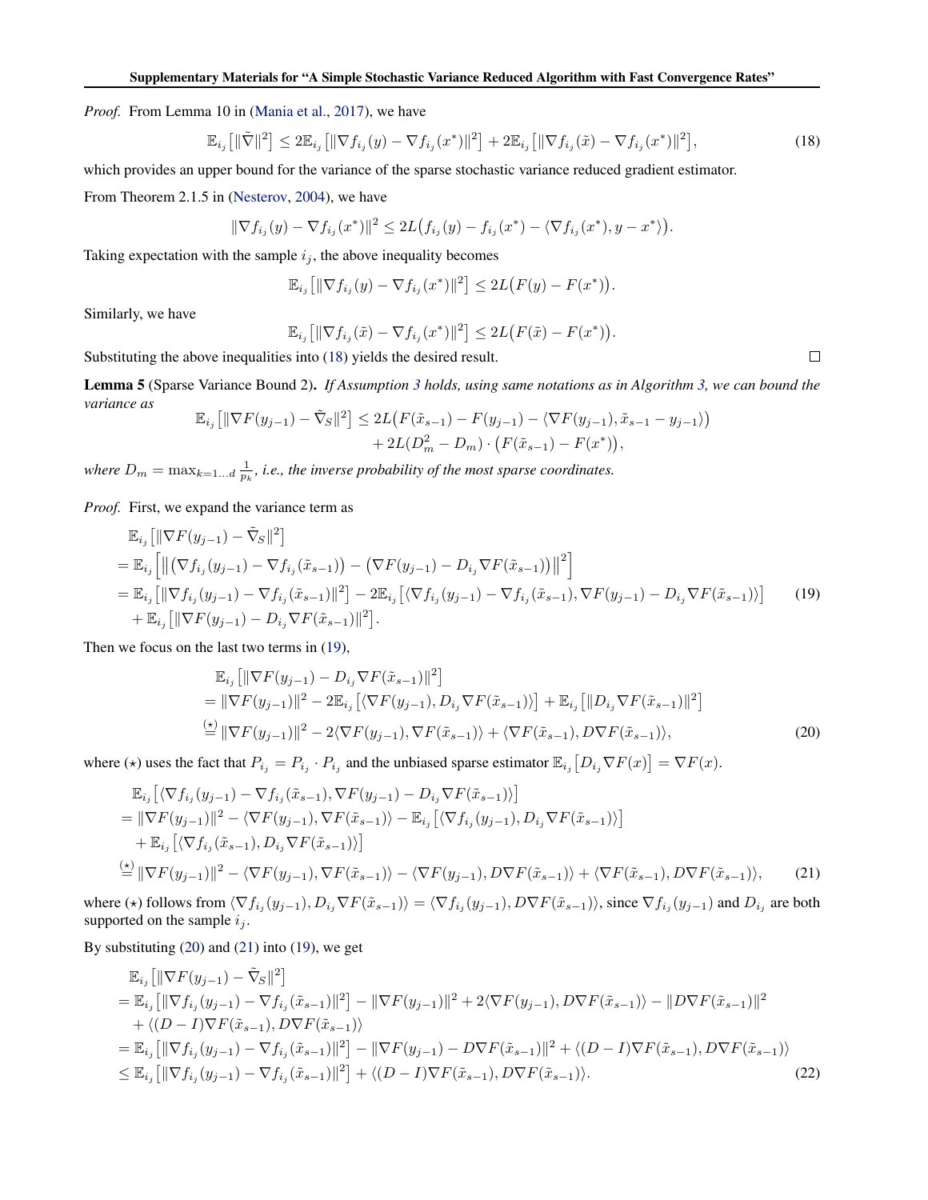*Proof.* From Lemma 10 in (Mania et al., 2017), we have

$$\mathbb{E}_{i_j}\big[\|\tilde{\nabla}\|^2\big] \leq 2\mathbb{E}_{i_j}\big[\|\nabla f_{i_j}(y) - \nabla f_{i_j}(x^*)\|^2\big] + 2\mathbb{E}_{i_j}\big[\|\nabla f_{i_j}(\tilde{x}) - \nabla f_{i_j}(x^*)\|^2\big], \tag{18}$$

which provides an upper bound for the variance of the sparse stochastic variance reduced gradient estimator.

From Theorem 2.1.5 in (Nesterov, 2004), we have

$$\|\nabla f_{i_j}(y) - \nabla f_{i_j}(x^*)\|^2 \leq 2L\big(f_{i_j}(y) - f_{i_j}(x^*) - \langle \nabla f_{i_j}(x^*), y - x^*\rangle\big).$$

Taking expectation with the sample $i_j$, the above inequality becomes

$$\mathbb{E}_{i_j}\big[\|\nabla f_{i_j}(y) - \nabla f_{i_j}(x^*)\|^2\big] \leq 2L\big(F(y) - F(x^*)\big).$$

Similarly, we have

$$\mathbb{E}_{i_j}\big[\|\nabla f_{i_j}(\tilde{x}) - \nabla f_{i_j}(x^*)\|^2\big] \leq 2L\big(F(\tilde{x}) - F(x^*)\big).$$

Substituting the above inequalities into (18) yields the desired result. ∎

**Lemma 5** (Sparse Variance Bound 2). *If Assumption 3 holds, using same notations as in Algorithm 3, we can bound the variance as*

$$\begin{aligned}\mathbb{E}_{i_j}\big[\|\nabla F(y_{j-1}) - \tilde{\nabla}_S\|^2\big] \leq\ & 2L\big(F(\tilde{x}_{s-1}) - F(y_{j-1}) - \langle \nabla F(y_{j-1}), \tilde{x}_{s-1} - y_{j-1}\rangle\big)\\ &+ 2L(D_m^2 - D_m)\cdot\big(F(\tilde{x}_{s-1}) - F(x^*)\big),\end{aligned}$$

*where $D_m = \max_{k=1\ldots d}\frac{1}{p_k}$, i.e., the inverse probability of the most sparse coordinates.*

*Proof.* First, we expand the variance term as

$$\begin{aligned}&\mathbb{E}_{i_j}\big[\|\nabla F(y_{j-1}) - \tilde{\nabla}_S\|^2\big]\\ =\ &\mathbb{E}_{i_j}\Big[\big\|\big(\nabla f_{i_j}(y_{j-1}) - \nabla f_{i_j}(\tilde{x}_{s-1})\big) - \big(\nabla F(y_{j-1}) - D_{i_j}\nabla F(\tilde{x}_{s-1})\big)\big\|^2\Big]\\ =\ &\mathbb{E}_{i_j}\big[\|\nabla f_{i_j}(y_{j-1}) - \nabla f_{i_j}(\tilde{x}_{s-1})\|^2\big] - 2\mathbb{E}_{i_j}\big[\langle \nabla f_{i_j}(y_{j-1}) - \nabla f_{i_j}(\tilde{x}_{s-1}), \nabla F(y_{j-1}) - D_{i_j}\nabla F(\tilde{x}_{s-1})\rangle\big]\\ &+ \mathbb{E}_{i_j}\big[\|\nabla F(y_{j-1}) - D_{i_j}\nabla F(\tilde{x}_{s-1})\|^2\big].\end{aligned} \tag{19}$$

Then we focus on the last two terms in (19),

$$\begin{aligned}&\mathbb{E}_{i_j}\big[\|\nabla F(y_{j-1}) - D_{i_j}\nabla F(\tilde{x}_{s-1})\|^2\big]\\ =\ &\|\nabla F(y_{j-1})\|^2 - 2\mathbb{E}_{i_j}\big[\langle \nabla F(y_{j-1}), D_{i_j}\nabla F(\tilde{x}_{s-1})\rangle\big] + \mathbb{E}_{i_j}\big[\|D_{i_j}\nabla F(\tilde{x}_{s-1})\|^2\big]\\ \overset{(\star)}{=}\ &\|\nabla F(y_{j-1})\|^2 - 2\langle \nabla F(y_{j-1}), \nabla F(\tilde{x}_{s-1})\rangle + \langle \nabla F(\tilde{x}_{s-1}), D\nabla F(\tilde{x}_{s-1})\rangle,\end{aligned} \tag{20}$$

where $(\star)$ uses the fact that $P_{i_j} = P_{i_j}\cdot P_{i_j}$ and the unbiased sparse estimator $\mathbb{E}_{i_j}\big[D_{i_j}\nabla F(x)\big] = \nabla F(x)$.

$$\begin{aligned}&\mathbb{E}_{i_j}\big[\langle \nabla f_{i_j}(y_{j-1}) - \nabla f_{i_j}(\tilde{x}_{s-1}), \nabla F(y_{j-1}) - D_{i_j}\nabla F(\tilde{x}_{s-1})\rangle\big]\\ =\ &\|\nabla F(y_{j-1})\|^2 - \langle \nabla F(y_{j-1}), \nabla F(\tilde{x}_{s-1})\rangle - \mathbb{E}_{i_j}\big[\langle \nabla f_{i_j}(y_{j-1}), D_{i_j}\nabla F(\tilde{x}_{s-1})\rangle\big]\\ &+ \mathbb{E}_{i_j}\big[\langle \nabla f_{i_j}(\tilde{x}_{s-1}), D_{i_j}\nabla F(\tilde{x}_{s-1})\rangle\big]\\ \overset{(\star)}{=}\ &\|\nabla F(y_{j-1})\|^2 - \langle \nabla F(y_{j-1}), \nabla F(\tilde{x}_{s-1})\rangle - \langle \nabla F(y_{j-1}), D\nabla F(\tilde{x}_{s-1})\rangle + \langle \nabla F(\tilde{x}_{s-1}), D\nabla F(\tilde{x}_{s-1})\rangle,\end{aligned} \tag{21}$$

where $(\star)$ follows from $\langle \nabla f_{i_j}(y_{j-1}), D_{i_j}\nabla F(\tilde{x}_{s-1})\rangle = \langle \nabla f_{i_j}(y_{j-1}), D\nabla F(\tilde{x}_{s-1})\rangle$, since $\nabla f_{i_j}(y_{j-1})$ and $D_{i_j}$ are both supported on the sample $i_j$.

By substituting (20) and (21) into (19), we get

$$\begin{aligned}&\mathbb{E}_{i_j}\big[\|\nabla F(y_{j-1}) - \tilde{\nabla}_S\|^2\big]\\ =\ &\mathbb{E}_{i_j}\big[\|\nabla f_{i_j}(y_{j-1}) - \nabla f_{i_j}(\tilde{x}_{s-1})\|^2\big] - \|\nabla F(y_{j-1})\|^2 + 2\langle \nabla F(y_{j-1}), D\nabla F(\tilde{x}_{s-1})\rangle - \|D\nabla F(\tilde{x}_{s-1})\|^2\\ &+ \langle (D-I)\nabla F(\tilde{x}_{s-1}), D\nabla F(\tilde{x}_{s-1})\rangle\\ =\ &\mathbb{E}_{i_j}\big[\|\nabla f_{i_j}(y_{j-1}) - \nabla f_{i_j}(\tilde{x}_{s-1})\|^2\big] - \|\nabla F(y_{j-1}) - D\nabla F(\tilde{x}_{s-1})\|^2 + \langle (D-I)\nabla F(\tilde{x}_{s-1}), D\nabla F(\tilde{x}_{s-1})\rangle\\ \leq\ &\mathbb{E}_{i_j}\big[\|\nabla f_{i_j}(y_{j-1}) - \nabla f_{i_j}(\tilde{x}_{s-1})\|^2\big] + \langle (D-I)\nabla F(\tilde{x}_{s-1}), D\nabla F(\tilde{x}_{s-1})\rangle.\end{aligned} \tag{22}$$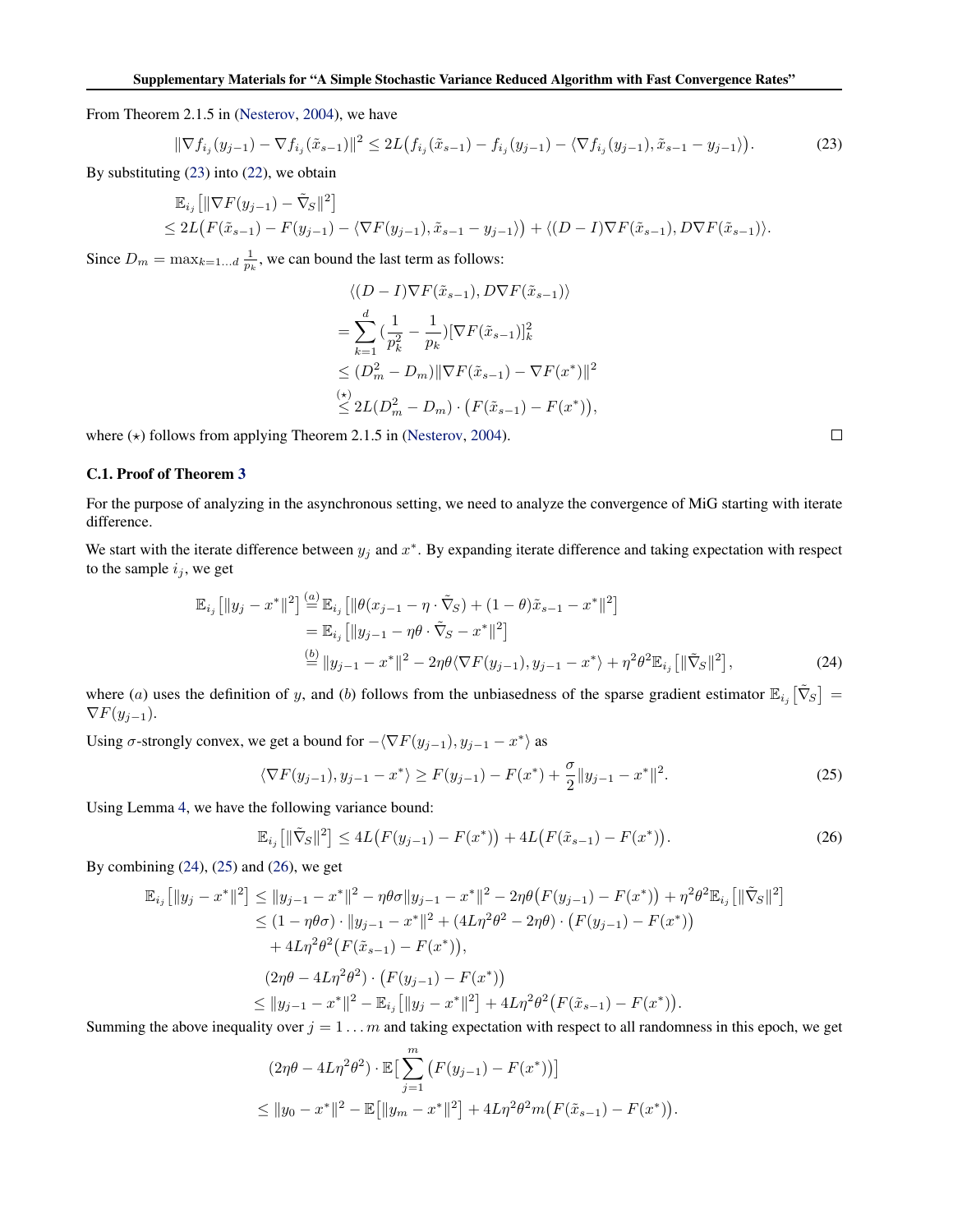From Theorem 2.1.5 in (Nesterov, 2004), we have

$$\|\nabla f_{i_j}(y_{j-1}) - \nabla f_{i_j}(\tilde{x}_{s-1})\|^2 \leq 2L\big(f_{i_j}(\tilde{x}_{s-1}) - f_{i_j}(y_{j-1}) - \langle \nabla f_{i_j}(y_{j-1}), \tilde{x}_{s-1} - y_{j-1}\rangle\big). \tag{23}$$

By substituting (23) into (22), we obtain

$$\begin{aligned}
&\mathbb{E}_{i_j}\big[\|\nabla F(y_{j-1}) - \tilde{\nabla}_S\|^2\big] \\
&\leq 2L\big(F(\tilde{x}_{s-1}) - F(y_{j-1}) - \langle \nabla F(y_{j-1}), \tilde{x}_{s-1} - y_{j-1}\rangle\big) + \langle (D-I)\nabla F(\tilde{x}_{s-1}), D\nabla F(\tilde{x}_{s-1})\rangle.
\end{aligned}$$

Since $D_m = \max_{k=1\ldots d} \frac{1}{p_k}$, we can bound the last term as follows:

$$\begin{aligned}
&\langle (D-I)\nabla F(\tilde{x}_{s-1}), D\nabla F(\tilde{x}_{s-1})\rangle \\
&= \sum_{k=1}^{d} \big(\frac{1}{p_k^2} - \frac{1}{p_k}\big)[\nabla F(\tilde{x}_{s-1})]_k^2 \\
&\leq (D_m^2 - D_m)\|\nabla F(\tilde{x}_{s-1}) - \nabla F(x^*)\|^2 \\
&\overset{(\star)}{\leq} 2L(D_m^2 - D_m)\cdot\big(F(\tilde{x}_{s-1}) - F(x^*)\big),
\end{aligned}$$

where $(\star)$ follows from applying Theorem 2.1.5 in (Nesterov, 2004). □

### C.1. Proof of Theorem 3

For the purpose of analyzing in the asynchronous setting, we need to analyze the convergence of MiG starting with iterate difference.

We start with the iterate difference between $y_j$ and $x^*$. By expanding iterate difference and taking expectation with respect to the sample $i_j$, we get

$$\begin{aligned}
\mathbb{E}_{i_j}\big[\|y_j - x^*\|^2\big] &\overset{(a)}{=} \mathbb{E}_{i_j}\big[\|\theta(x_{j-1} - \eta\cdot\tilde{\nabla}_S) + (1-\theta)\tilde{x}_{s-1} - x^*\|^2\big] \\
&= \mathbb{E}_{i_j}\big[\|y_{j-1} - \eta\theta\cdot\tilde{\nabla}_S - x^*\|^2\big] \\
&\overset{(b)}{=} \|y_{j-1} - x^*\|^2 - 2\eta\theta\langle \nabla F(y_{j-1}), y_{j-1} - x^*\rangle + \eta^2\theta^2\mathbb{E}_{i_j}\big[\|\tilde{\nabla}_S\|^2\big],
\end{aligned} \tag{24}$$

where $(a)$ uses the definition of $y$, and $(b)$ follows from the unbiasedness of the sparse gradient estimator $\mathbb{E}_{i_j}\big[\tilde{\nabla}_S\big] = \nabla F(y_{j-1})$.

Using $\sigma$-strongly convex, we get a bound for $-\langle \nabla F(y_{j-1}), y_{j-1} - x^*\rangle$ as

$$\langle \nabla F(y_{j-1}), y_{j-1} - x^*\rangle \geq F(y_{j-1}) - F(x^*) + \frac{\sigma}{2}\|y_{j-1} - x^*\|^2. \tag{25}$$

Using Lemma 4, we have the following variance bound:

$$\mathbb{E}_{i_j}\big[\|\tilde{\nabla}_S\|^2\big] \leq 4L\big(F(y_{j-1}) - F(x^*)\big) + 4L\big(F(\tilde{x}_{s-1}) - F(x^*)\big). \tag{26}$$

By combining (24), (25) and (26), we get

$$\begin{aligned}
\mathbb{E}_{i_j}\big[\|y_j - x^*\|^2\big] &\leq \|y_{j-1} - x^*\|^2 - \eta\theta\sigma\|y_{j-1} - x^*\|^2 - 2\eta\theta\big(F(y_{j-1}) - F(x^*)\big) + \eta^2\theta^2\mathbb{E}_{i_j}\big[\|\tilde{\nabla}_S\|^2\big] \\
&\leq (1 - \eta\theta\sigma)\cdot\|y_{j-1} - x^*\|^2 + (4L\eta^2\theta^2 - 2\eta\theta)\cdot\big(F(y_{j-1}) - F(x^*)\big) \\
&\quad + 4L\eta^2\theta^2\big(F(\tilde{x}_{s-1}) - F(x^*)\big), \\
&(2\eta\theta - 4L\eta^2\theta^2)\cdot\big(F(y_{j-1}) - F(x^*)\big) \\
&\leq \|y_{j-1} - x^*\|^2 - \mathbb{E}_{i_j}\big[\|y_j - x^*\|^2\big] + 4L\eta^2\theta^2\big(F(\tilde{x}_{s-1}) - F(x^*)\big).
\end{aligned}$$

Summing the above inequality over $j = 1\ldots m$ and taking expectation with respect to all randomness in this epoch, we get

$$\begin{aligned}
&(2\eta\theta - 4L\eta^2\theta^2)\cdot\mathbb{E}\big[\sum_{j=1}^{m}\big(F(y_{j-1}) - F(x^*)\big)\big] \\
&\leq \|y_0 - x^*\|^2 - \mathbb{E}\big[\|y_m - x^*\|^2\big] + 4L\eta^2\theta^2 m\big(F(\tilde{x}_{s-1}) - F(x^*)\big).
\end{aligned}$$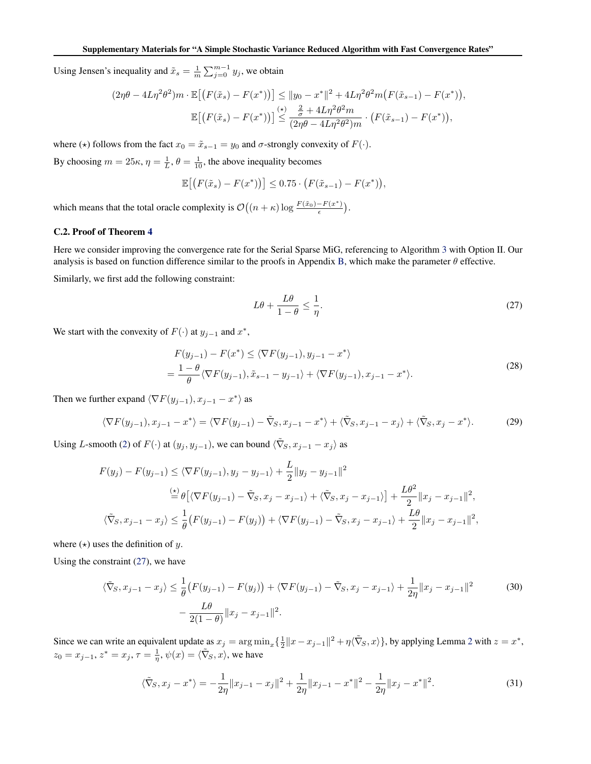Using Jensen's inequality and $\tilde{x}_s = \frac{1}{m}\sum_{j=0}^{m-1} y_j$, we obtain

$$
\begin{aligned}
(2\eta\theta - 4L\eta^2\theta^2)m \cdot \mathbb{E}\big[\big(F(\tilde{x}_s) - F(x^*)\big)\big] &\leq \|y_0 - x^*\|^2 + 4L\eta^2\theta^2 m\big(F(\tilde{x}_{s-1}) - F(x^*)\big), \\
\mathbb{E}\big[\big(F(\tilde{x}_s) - F(x^*)\big)\big] &\overset{(\star)}{\leq} \frac{\frac{2}{\sigma} + 4L\eta^2\theta^2 m}{(2\eta\theta - 4L\eta^2\theta^2)m} \cdot \big(F(\tilde{x}_{s-1}) - F(x^*)\big),
\end{aligned}
$$

where $(\star)$ follows from the fact $x_0 = \tilde{x}_{s-1} = y_0$ and $\sigma$-strongly convexity of $F(\cdot)$.

By choosing $m = 25\kappa, \eta = \frac{1}{L}, \theta = \frac{1}{10}$, the above inequality becomes

$$
\mathbb{E}\big[\big(F(\tilde{x}_s) - F(x^*)\big)\big] \leq 0.75 \cdot \big(F(\tilde{x}_{s-1}) - F(x^*)\big),
$$

which means that the total oracle complexity is $\mathcal{O}\big((n+\kappa)\log\frac{F(\tilde{x}_0) - F(x^*)}{\epsilon}\big)$.

### C.2. Proof of Theorem 4

Here we consider improving the convergence rate for the Serial Sparse MiG, referencing to Algorithm 3 with Option II. Our analysis is based on function difference similar to the proofs in Appendix B, which make the parameter $\theta$ effective.

Similarly, we first add the following constraint:

$$
L\theta + \frac{L\theta}{1-\theta} \leq \frac{1}{\eta}. \tag{27}
$$

We start with the convexity of $F(\cdot)$ at $y_{j-1}$ and $x^*$,

$$
\begin{aligned}
&F(y_{j-1}) - F(x^*) \leq \langle \nabla F(y_{j-1}), y_{j-1} - x^* \rangle \\
&= \frac{1-\theta}{\theta}\langle \nabla F(y_{j-1}), \tilde{x}_{s-1} - y_{j-1} \rangle + \langle \nabla F(y_{j-1}), x_{j-1} - x^* \rangle.
\end{aligned} \tag{28}
$$

Then we further expand $\langle \nabla F(y_{j-1}), x_{j-1} - x^* \rangle$ as

$$
\langle \nabla F(y_{j-1}), x_{j-1} - x^* \rangle = \langle \nabla F(y_{j-1}) - \tilde{\nabla}_S, x_{j-1} - x^* \rangle + \langle \tilde{\nabla}_S, x_{j-1} - x_j \rangle + \langle \tilde{\nabla}_S, x_j - x^* \rangle. \tag{29}
$$

Using $L$-smooth (2) of $F(\cdot)$ at $(y_j, y_{j-1})$, we can bound $\langle \tilde{\nabla}_S, x_{j-1} - x_j \rangle$ as

$$
\begin{aligned}
F(y_j) - F(y_{j-1}) &\leq \langle \nabla F(y_{j-1}), y_j - y_{j-1} \rangle + \frac{L}{2}\|y_j - y_{j-1}\|^2 \\
&\overset{(\star)}{=} \theta\big[\langle \nabla F(y_{j-1}) - \tilde{\nabla}_S, x_j - x_{j-1} \rangle + \langle \tilde{\nabla}_S, x_j - x_{j-1} \rangle\big] + \frac{L\theta^2}{2}\|x_j - x_{j-1}\|^2, \\
\langle \tilde{\nabla}_S, x_{j-1} - x_j \rangle &\leq \frac{1}{\theta}\big(F(y_{j-1}) - F(y_j)\big) + \langle \nabla F(y_{j-1}) - \tilde{\nabla}_S, x_j - x_{j-1} \rangle + \frac{L\theta}{2}\|x_j - x_{j-1}\|^2,
\end{aligned}
$$

where $(\star)$ uses the definition of $y$.

Using the constraint (27), we have

$$
\begin{aligned}
\langle \tilde{\nabla}_S, x_{j-1} - x_j \rangle \leq\ & \frac{1}{\theta}\big(F(y_{j-1}) - F(y_j)\big) + \langle \nabla F(y_{j-1}) - \tilde{\nabla}_S, x_j - x_{j-1} \rangle + \frac{1}{2\eta}\|x_j - x_{j-1}\|^2 \\
& - \frac{L\theta}{2(1-\theta)}\|x_j - x_{j-1}\|^2.
\end{aligned} \tag{30}
$$

Since we can write an equivalent update as $x_j = \arg\min_x\{\frac{1}{2}\|x - x_{j-1}\|^2 + \eta\langle \tilde{\nabla}_S, x \rangle\}$, by applying Lemma 2 with $z = x^*$, $z_0 = x_{j-1}$, $z^* = x_j$, $\tau = \frac{1}{\eta}$, $\psi(x) = \langle \tilde{\nabla}_S, x \rangle$, we have

$$
\langle \tilde{\nabla}_S, x_j - x^* \rangle = -\frac{1}{2\eta}\|x_{j-1} - x_j\|^2 + \frac{1}{2\eta}\|x_{j-1} - x^*\|^2 - \frac{1}{2\eta}\|x_j - x^*\|^2. \tag{31}
$$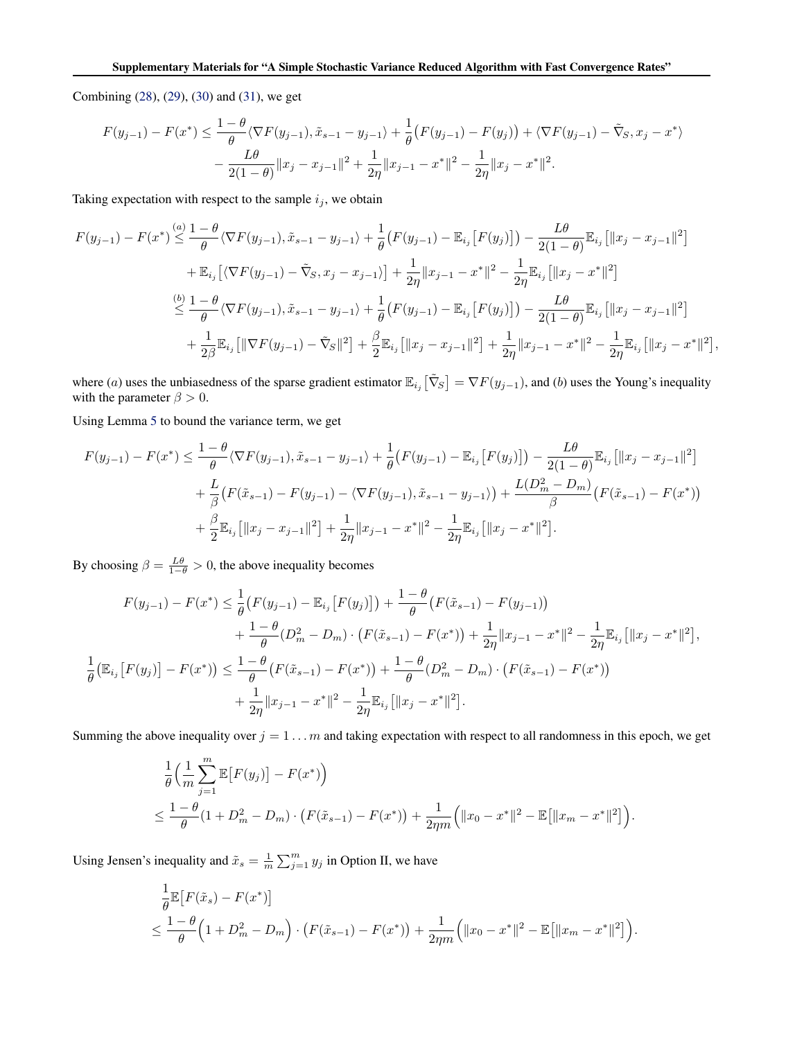Combining (28), (29), (30) and (31), we get

$$
\begin{aligned}
F(y_{j-1}) - F(x^*) \leq\; & \frac{1-\theta}{\theta}\langle \nabla F(y_{j-1}), \tilde{x}_{s-1} - y_{j-1}\rangle + \frac{1}{\theta}\big(F(y_{j-1}) - F(y_j)\big) + \langle \nabla F(y_{j-1}) - \tilde{\nabla}_S, x_j - x^*\rangle \\
& - \frac{L\theta}{2(1-\theta)}\|x_j - x_{j-1}\|^2 + \frac{1}{2\eta}\|x_{j-1} - x^*\|^2 - \frac{1}{2\eta}\|x_j - x^*\|^2.
\end{aligned}
$$

Taking expectation with respect to the sample $i_j$, we obtain

$$
\begin{aligned}
F(y_{j-1}) - F(x^*) \overset{(a)}{\leq}\; & \frac{1-\theta}{\theta}\langle \nabla F(y_{j-1}), \tilde{x}_{s-1} - y_{j-1}\rangle + \frac{1}{\theta}\big(F(y_{j-1}) - \mathbb{E}_{i_j}\big[F(y_j)\big]\big) - \frac{L\theta}{2(1-\theta)}\mathbb{E}_{i_j}\big[\|x_j - x_{j-1}\|^2\big] \\
& + \mathbb{E}_{i_j}\big[\langle \nabla F(y_{j-1}) - \tilde{\nabla}_S, x_j - x_{j-1}\rangle\big] + \frac{1}{2\eta}\|x_{j-1} - x^*\|^2 - \frac{1}{2\eta}\mathbb{E}_{i_j}\big[\|x_j - x^*\|^2\big] \\
\overset{(b)}{\leq}\; & \frac{1-\theta}{\theta}\langle \nabla F(y_{j-1}), \tilde{x}_{s-1} - y_{j-1}\rangle + \frac{1}{\theta}\big(F(y_{j-1}) - \mathbb{E}_{i_j}\big[F(y_j)\big]\big) - \frac{L\theta}{2(1-\theta)}\mathbb{E}_{i_j}\big[\|x_j - x_{j-1}\|^2\big] \\
& + \frac{1}{2\beta}\mathbb{E}_{i_j}\big[\|\nabla F(y_{j-1}) - \tilde{\nabla}_S\|^2\big] + \frac{\beta}{2}\mathbb{E}_{i_j}\big[\|x_j - x_{j-1}\|^2\big] + \frac{1}{2\eta}\|x_{j-1} - x^*\|^2 - \frac{1}{2\eta}\mathbb{E}_{i_j}\big[\|x_j - x^*\|^2\big],
\end{aligned}
$$

where $(a)$ uses the unbiasedness of the sparse gradient estimator $\mathbb{E}_{i_j}\big[\tilde{\nabla}_S\big] = \nabla F(y_{j-1})$, and $(b)$ uses the Young's inequality with the parameter $\beta > 0$.

Using Lemma 5 to bound the variance term, we get

$$
\begin{aligned}
F(y_{j-1}) - F(x^*) \leq\; & \frac{1-\theta}{\theta}\langle \nabla F(y_{j-1}), \tilde{x}_{s-1} - y_{j-1}\rangle + \frac{1}{\theta}\big(F(y_{j-1}) - \mathbb{E}_{i_j}\big[F(y_j)\big]\big) - \frac{L\theta}{2(1-\theta)}\mathbb{E}_{i_j}\big[\|x_j - x_{j-1}\|^2\big] \\
& + \frac{L}{\beta}\big(F(\tilde{x}_{s-1}) - F(y_{j-1}) - \langle \nabla F(y_{j-1}), \tilde{x}_{s-1} - y_{j-1}\rangle\big) + \frac{L(D_m^2 - D_m)}{\beta}\big(F(\tilde{x}_{s-1}) - F(x^*)\big) \\
& + \frac{\beta}{2}\mathbb{E}_{i_j}\big[\|x_j - x_{j-1}\|^2\big] + \frac{1}{2\eta}\|x_{j-1} - x^*\|^2 - \frac{1}{2\eta}\mathbb{E}_{i_j}\big[\|x_j - x^*\|^2\big].
\end{aligned}
$$

By choosing $\beta = \frac{L\theta}{1-\theta} > 0$, the above inequality becomes

$$
\begin{aligned}
F(y_{j-1}) - F(x^*) \leq\; & \frac{1}{\theta}\big(F(y_{j-1}) - \mathbb{E}_{i_j}\big[F(y_j)\big]\big) + \frac{1-\theta}{\theta}\big(F(\tilde{x}_{s-1}) - F(y_{j-1})\big) \\
& + \frac{1-\theta}{\theta}(D_m^2 - D_m)\cdot\big(F(\tilde{x}_{s-1}) - F(x^*)\big) + \frac{1}{2\eta}\|x_{j-1} - x^*\|^2 - \frac{1}{2\eta}\mathbb{E}_{i_j}\big[\|x_j - x^*\|^2\big], \\
\frac{1}{\theta}\big(\mathbb{E}_{i_j}\big[F(y_j)\big] - F(x^*)\big) \leq\; & \frac{1-\theta}{\theta}\big(F(\tilde{x}_{s-1}) - F(x^*)\big) + \frac{1-\theta}{\theta}(D_m^2 - D_m)\cdot\big(F(\tilde{x}_{s-1}) - F(x^*)\big) \\
& + \frac{1}{2\eta}\|x_{j-1} - x^*\|^2 - \frac{1}{2\eta}\mathbb{E}_{i_j}\big[\|x_j - x^*\|^2\big].
\end{aligned}
$$

Summing the above inequality over $j = 1 \ldots m$ and taking expectation with respect to all randomness in this epoch, we get

$$
\begin{aligned}
& \frac{1}{\theta}\Big(\frac{1}{m}\sum_{j=1}^{m}\mathbb{E}\big[F(y_j)\big] - F(x^*)\Big) \\
\leq\; & \frac{1-\theta}{\theta}(1 + D_m^2 - D_m)\cdot\big(F(\tilde{x}_{s-1}) - F(x^*)\big) + \frac{1}{2\eta m}\Big(\|x_0 - x^*\|^2 - \mathbb{E}\big[\|x_m - x^*\|^2\big]\Big).
\end{aligned}
$$

Using Jensen's inequality and $\tilde{x}_s = \frac{1}{m}\sum_{j=1}^{m} y_j$ in Option II, we have

$$
\begin{aligned}
& \frac{1}{\theta}\mathbb{E}\big[F(\tilde{x}_s) - F(x^*)\big] \\
\leq\; & \frac{1-\theta}{\theta}\Big(1 + D_m^2 - D_m\Big)\cdot\big(F(\tilde{x}_{s-1}) - F(x^*)\big) + \frac{1}{2\eta m}\Big(\|x_0 - x^*\|^2 - \mathbb{E}\big[\|x_m - x^*\|^2\big]\Big).
\end{aligned}
$$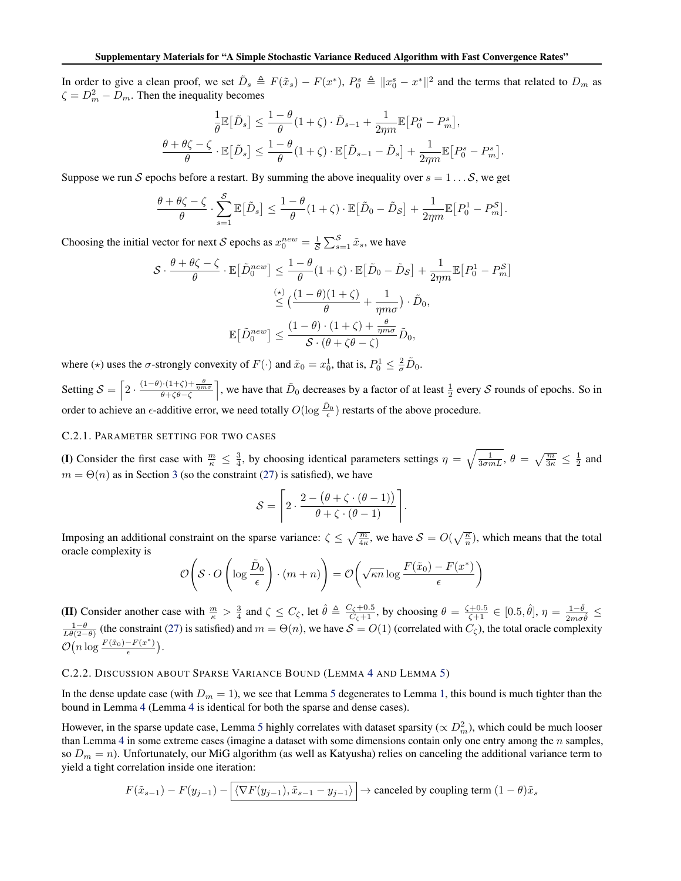In order to give a clean proof, we set $\tilde{D}_s \triangleq F(\tilde{x}_s) - F(x^*)$, $P_0^s \triangleq \|x_0^s - x^*\|^2$ and the terms that related to $D_m$ as $\zeta = D_m^2 - D_m$. Then the inequality becomes

$$\frac{1}{\theta}\mathbb{E}\big[\tilde{D}_s\big] \le \frac{1-\theta}{\theta}(1+\zeta)\cdot \tilde{D}_{s-1} + \frac{1}{2\eta m}\mathbb{E}\big[P_0^s - P_m^s\big],$$

$$\frac{\theta + \theta\zeta - \zeta}{\theta}\cdot \mathbb{E}\big[\tilde{D}_s\big] \le \frac{1-\theta}{\theta}(1+\zeta)\cdot \mathbb{E}\big[\tilde{D}_{s-1} - \tilde{D}_s\big] + \frac{1}{2\eta m}\mathbb{E}\big[P_0^s - P_m^s\big].$$

Suppose we run $\mathcal{S}$ epochs before a restart. By summing the above inequality over $s = 1 \ldots \mathcal{S}$, we get

$$\frac{\theta + \theta\zeta - \zeta}{\theta}\cdot \sum_{s=1}^{\mathcal{S}}\mathbb{E}\big[\tilde{D}_s\big] \le \frac{1-\theta}{\theta}(1+\zeta)\cdot \mathbb{E}\big[\tilde{D}_0 - \tilde{D}_{\mathcal{S}}\big] + \frac{1}{2\eta m}\mathbb{E}\big[P_0^1 - P_m^{\mathcal{S}}\big].$$

Choosing the initial vector for next $\mathcal{S}$ epochs as $x_0^{new} = \frac{1}{\mathcal{S}}\sum_{s=1}^{\mathcal{S}}\tilde{x}_s$, we have

$$\begin{aligned}
\mathcal{S}\cdot \frac{\theta + \theta\zeta - \zeta}{\theta}\cdot \mathbb{E}\big[\tilde{D}_0^{new}\big] &\le \frac{1-\theta}{\theta}(1+\zeta)\cdot \mathbb{E}\big[\tilde{D}_0 - \tilde{D}_{\mathcal{S}}\big] + \frac{1}{2\eta m}\mathbb{E}\big[P_0^1 - P_m^{\mathcal{S}}\big] \\
&\overset{(\star)}{\le} \Big(\frac{(1-\theta)(1+\zeta)}{\theta} + \frac{1}{\eta m\sigma}\Big)\cdot \tilde{D}_0, \\
\mathbb{E}\big[\tilde{D}_0^{new}\big] &\le \frac{(1-\theta)\cdot(1+\zeta) + \frac{\theta}{\eta m\sigma}}{\mathcal{S}\cdot(\theta + \zeta\theta - \zeta)}\tilde{D}_0,
\end{aligned}$$

where $(\star)$ uses the $\sigma$-strongly convexity of $F(\cdot)$ and $\tilde{x}_0 = x_0^1$, that is, $P_0^1 \le \frac{2}{\sigma}\tilde{D}_0$.

Setting $\mathcal{S} = \Big\lceil 2\cdot \frac{(1-\theta)\cdot(1+\zeta) + \frac{\theta}{\eta m\sigma}}{\theta + \zeta\theta - \zeta}\Big\rceil$, we have that $\tilde{D}_0$ decreases by a factor of at least $\frac{1}{2}$ every $\mathcal{S}$ rounds of epochs. So in order to achieve an $\epsilon$-additive error, we need totally $O(\log\frac{\tilde{D}_0}{\epsilon})$ restarts of the above procedure.

### C.2.1. Parameter setting for two cases

**(I)** Consider the first case with $\frac{m}{\kappa} \le \frac{3}{4}$, by choosing identical parameters settings $\eta = \sqrt{\frac{1}{3\sigma m L}}$, $\theta = \sqrt{\frac{m}{3\kappa}} \le \frac{1}{2}$ and $m = \Theta(n)$ as in Section 3 (so the constraint (27) is satisfied), we have

$$\mathcal{S} = \left\lceil 2\cdot \frac{2 - \big(\theta + \zeta\cdot(\theta - 1)\big)}{\theta + \zeta\cdot(\theta-1)}\right\rceil.$$

Imposing an additional constraint on the sparse variance: $\zeta \le \sqrt{\frac{m}{4\kappa}}$, we have $\mathcal{S} = O(\sqrt{\frac{\kappa}{n}})$, which means that the total oracle complexity is

$$\mathcal{O}\left(\mathcal{S}\cdot O\left(\log\frac{\tilde{D}_0}{\epsilon}\right)\cdot(m+n)\right) = \mathcal{O}\left(\sqrt{\kappa n}\log\frac{F(\tilde{x}_0) - F(x^*)}{\epsilon}\right)$$

**(II)** Consider another case with $\frac{m}{\kappa} > \frac{3}{4}$ and $\zeta \le C_\zeta$, let $\hat{\theta} \triangleq \frac{C_\zeta + 0.5}{C_\zeta + 1}$, by choosing $\theta = \frac{\zeta + 0.5}{\zeta + 1} \in [0.5, \hat{\theta}]$, $\eta = \frac{1-\hat{\theta}}{2m\sigma\hat{\theta}} \le \frac{1-\theta}{L\theta(2-\theta)}$ (the constraint (27) is satisfied) and $m = \Theta(n)$, we have $\mathcal{S} = O(1)$ (correlated with $C_\zeta$), the total oracle complexity $\mathcal{O}\big(n\log\frac{F(\tilde{x}_0) - F(x^*)}{\epsilon}\big)$.

### C.2.2. Discussion about Sparse Variance Bound (Lemma 4 and Lemma 5)

In the dense update case (with $D_m = 1$), we see that Lemma 5 degenerates to Lemma 1, this bound is much tighter than the bound in Lemma 4 (Lemma 4 is identical for both the sparse and dense cases).

However, in the sparse update case, Lemma 5 highly correlates with dataset sparsity ($\propto D_m^2$), which could be much looser than Lemma 4 in some extreme cases (imagine a dataset with some dimensions contain only one entry among the $n$ samples, so $D_m = n$). Unfortunately, our MiG algorithm (as well as Katyusha) relies on canceling the additional variance term to yield a tight correlation inside one iteration:

$$F(\tilde{x}_{s-1}) - F(y_{j-1}) - \boxed{\langle \nabla F(y_{j-1}), \tilde{x}_{s-1} - y_{j-1}\rangle} \rightarrow \text{canceled by coupling term } (1-\theta)\tilde{x}_s$$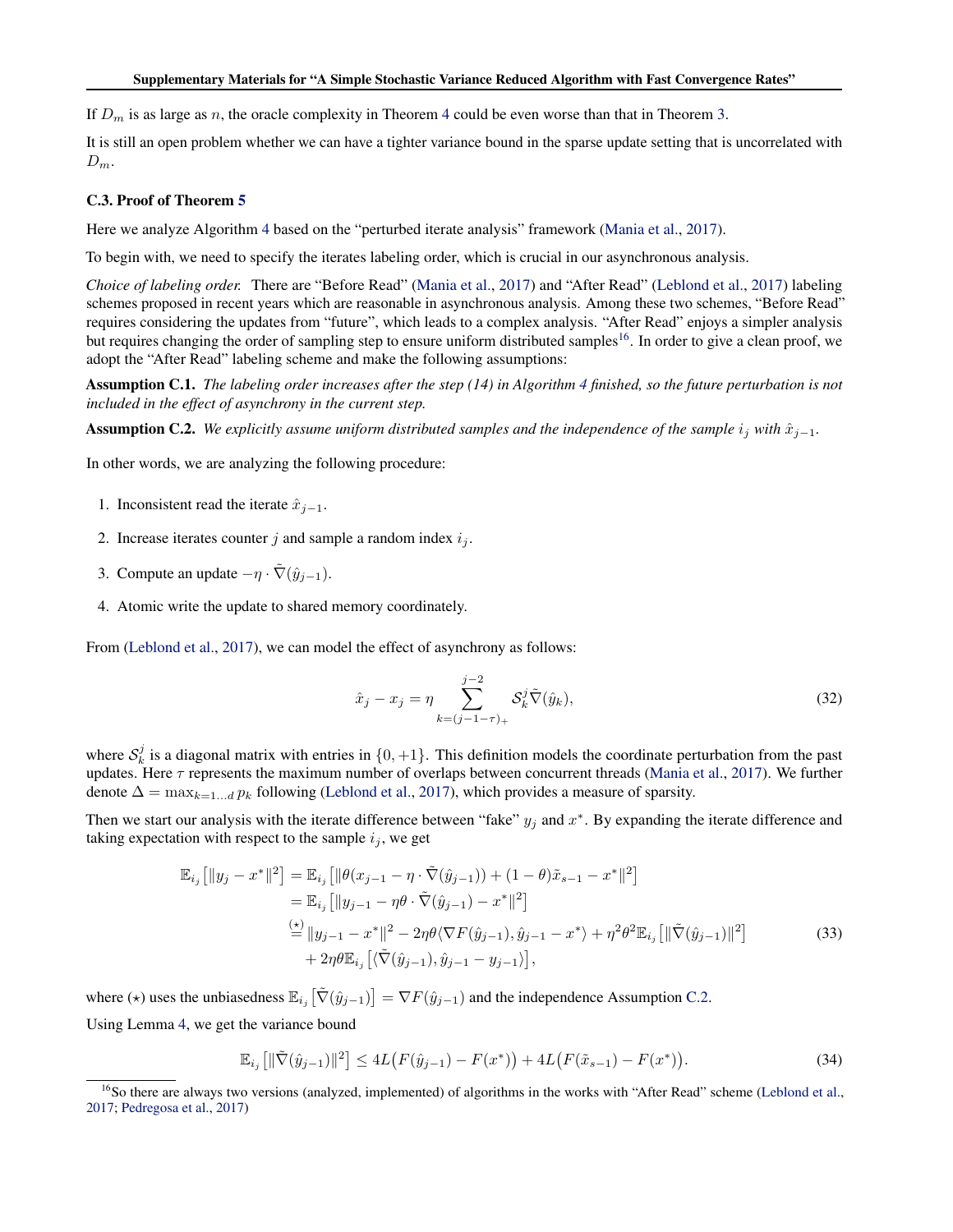If $D_m$ is as large as $n$, the oracle complexity in Theorem 4 could be even worse than that in Theorem 3.

It is still an open problem whether we can have a tighter variance bound in the sparse update setting that is uncorrelated with $D_m$.

### C.3. Proof of Theorem 5

Here we analyze Algorithm 4 based on the "perturbed iterate analysis" framework (Mania et al., 2017).

To begin with, we need to specify the iterates labeling order, which is crucial in our asynchronous analysis.

*Choice of labeling order.* There are "Before Read" (Mania et al., 2017) and "After Read" (Leblond et al., 2017) labeling schemes proposed in recent years which are reasonable in asynchronous analysis. Among these two schemes, "Before Read" requires considering the updates from "future", which leads to a complex analysis. "After Read" enjoys a simpler analysis but requires changing the order of sampling step to ensure uniform distributed samples[16]. In order to give a clean proof, we adopt the "After Read" labeling scheme and make the following assumptions:

**Assumption C.1.** *The labeling order increases after the step (14) in Algorithm 4 finished, so the future perturbation is not included in the effect of asynchrony in the current step.*

**Assumption C.2.** *We explicitly assume uniform distributed samples and the independence of the sample $i_j$ with $\hat{x}_{j-1}$.*

In other words, we are analyzing the following procedure:

1. Inconsistent read the iterate $\hat{x}_{j-1}$.
2. Increase iterates counter $j$ and sample a random index $i_j$.
3. Compute an update $-\eta \cdot \tilde{\nabla}(\hat{y}_{j-1})$.
4. Atomic write the update to shared memory coordinately.

From (Leblond et al., 2017), we can model the effect of asynchrony as follows:

$$\hat{x}_j - x_j = \eta \sum_{k=(j-1-\tau)_+}^{j-2} \mathcal{S}_k^j \tilde{\nabla}(\hat{y}_k), \tag{32}$$

where $\mathcal{S}_k^j$ is a diagonal matrix with entries in $\{0, +1\}$. This definition models the coordinate perturbation from the past updates. Here $\tau$ represents the maximum number of overlaps between concurrent threads (Mania et al., 2017). We further denote $\Delta = \max_{k=1\dots d} p_k$ following (Leblond et al., 2017), which provides a measure of sparsity.

Then we start our analysis with the iterate difference between "fake" $y_j$ and $x^*$. By expanding the iterate difference and taking expectation with respect to the sample $i_j$, we get

$$\begin{aligned}
\mathbb{E}_{i_j}\left[\|y_j - x^*\|^2\right] &= \mathbb{E}_{i_j}\left[\|\theta(x_{j-1} - \eta \cdot \tilde{\nabla}(\hat{y}_{j-1})) + (1-\theta)\tilde{x}_{s-1} - x^*\|^2\right] \\
&= \mathbb{E}_{i_j}\left[\|y_{j-1} - \eta\theta \cdot \tilde{\nabla}(\hat{y}_{j-1}) - x^*\|^2\right] \\
&\overset{(\star)}{=} \|y_{j-1} - x^*\|^2 - 2\eta\theta\langle \nabla F(\hat{y}_{j-1}), \hat{y}_{j-1} - x^*\rangle + \eta^2\theta^2\mathbb{E}_{i_j}\left[\|\tilde{\nabla}(\hat{y}_{j-1})\|^2\right] \\
&\quad + 2\eta\theta\mathbb{E}_{i_j}\left[\langle \tilde{\nabla}(\hat{y}_{j-1}), \hat{y}_{j-1} - y_{j-1}\rangle\right],
\end{aligned} \tag{33}$$

where $(\star)$ uses the unbiasedness $\mathbb{E}_{i_j}\left[\tilde{\nabla}(\hat{y}_{j-1})\right] = \nabla F(\hat{y}_{j-1})$ and the independence Assumption C.2.

Using Lemma 4, we get the variance bound

$$\mathbb{E}_{i_j}\left[\|\tilde{\nabla}(\hat{y}_{j-1})\|^2\right] \leq 4L\big(F(\hat{y}_{j-1}) - F(x^*)\big) + 4L\big(F(\tilde{x}_{s-1}) - F(x^*)\big). \tag{34}$$

[16] So there are always two versions (analyzed, implemented) of algorithms in the works with "After Read" scheme (Leblond et al., 2017; Pedregosa et al., 2017)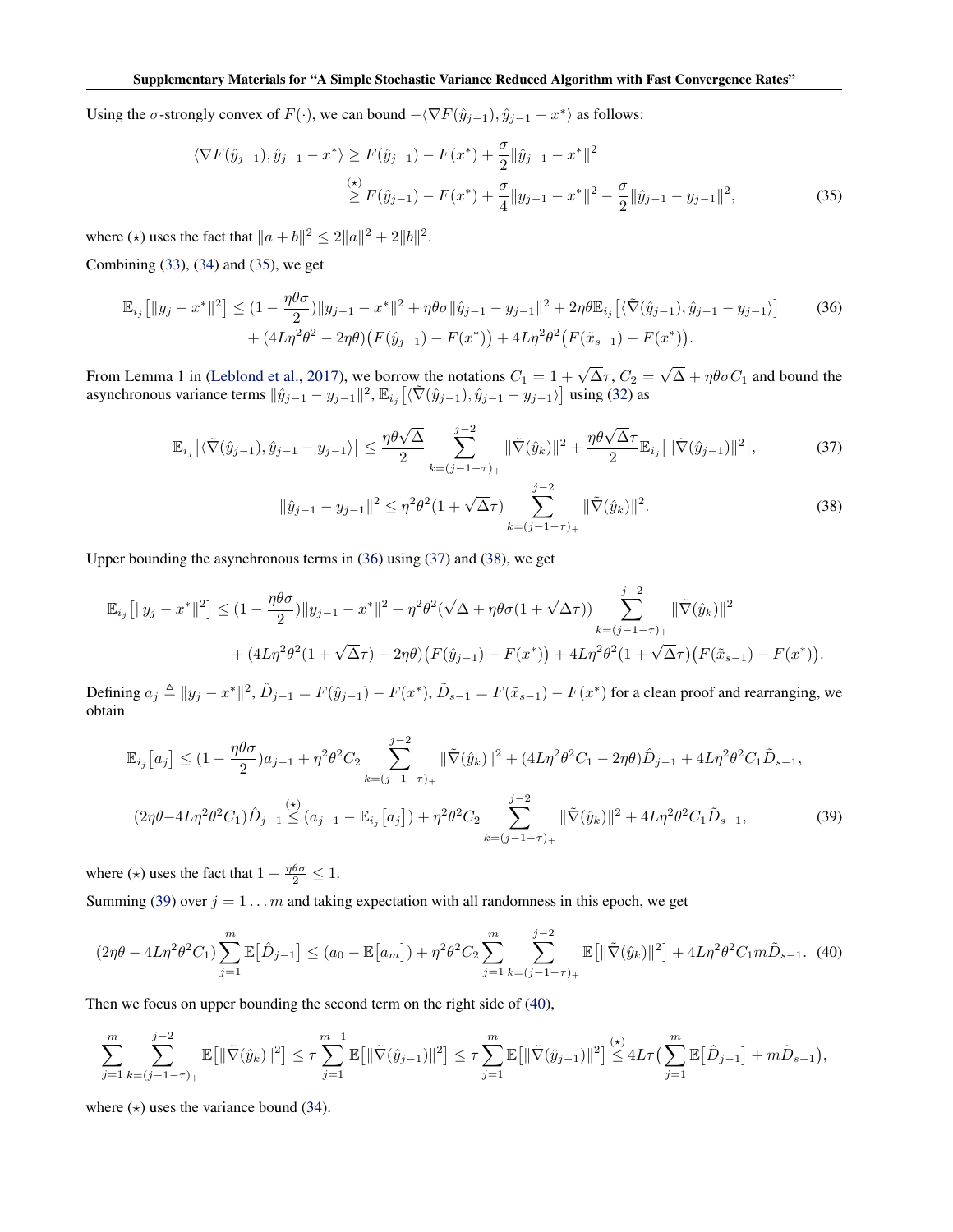Using the $\sigma$-strongly convex of $F(\cdot)$, we can bound $-\langle \nabla F(\hat{y}_{j-1}), \hat{y}_{j-1} - x^*\rangle$ as follows:

$$
\begin{aligned}
\langle \nabla F(\hat{y}_{j-1}), \hat{y}_{j-1} - x^*\rangle &\geq F(\hat{y}_{j-1}) - F(x^*) + \frac{\sigma}{2}\|\hat{y}_{j-1} - x^*\|^2 \\
&\overset{(\star)}{\geq} F(\hat{y}_{j-1}) - F(x^*) + \frac{\sigma}{4}\|y_{j-1} - x^*\|^2 - \frac{\sigma}{2}\|\hat{y}_{j-1} - y_{j-1}\|^2,
\end{aligned}
\tag{35}
$$

where $(\star)$ uses the fact that $\|a+b\|^2 \leq 2\|a\|^2 + 2\|b\|^2$.

Combining (33), (34) and (35), we get

$$
\begin{aligned}
\mathbb{E}_{i_j}\big[\|y_j - x^*\|^2\big] \leq (1 - \frac{\eta\theta\sigma}{2})\|y_{j-1} - x^*\|^2 + \eta\theta\sigma\|\hat{y}_{j-1} - y_{j-1}\|^2 + 2\eta\theta\mathbb{E}_{i_j}\big[\langle \tilde{\nabla}(\hat{y}_{j-1}), \hat{y}_{j-1} - y_{j-1}\rangle\big] \\
+ (4L\eta^2\theta^2 - 2\eta\theta)\big(F(\hat{y}_{j-1}) - F(x^*)\big) + 4L\eta^2\theta^2\big(F(\tilde{x}_{s-1}) - F(x^*)\big).
\end{aligned}
\tag{36}
$$

From Lemma 1 in (Leblond et al., 2017), we borrow the notations $C_1 = 1 + \sqrt{\Delta}\tau$, $C_2 = \sqrt{\Delta} + \eta\theta\sigma C_1$ and bound the asynchronous variance terms $\|\hat{y}_{j-1} - y_{j-1}\|^2$, $\mathbb{E}_{i_j}\big[\langle \tilde{\nabla}(\hat{y}_{j-1}), \hat{y}_{j-1} - y_{j-1}\rangle\big]$ using (32) as

$$
\mathbb{E}_{i_j}\big[\langle \tilde{\nabla}(\hat{y}_{j-1}), \hat{y}_{j-1} - y_{j-1}\rangle\big] \leq \frac{\eta\theta\sqrt{\Delta}}{2}\sum_{k=(j-1-\tau)_+}^{j-2}\|\tilde{\nabla}(\hat{y}_k)\|^2 + \frac{\eta\theta\sqrt{\Delta}\tau}{2}\mathbb{E}_{i_j}\big[\|\tilde{\nabla}(\hat{y}_{j-1})\|^2\big],
\tag{37}
$$

$$
\|\hat{y}_{j-1} - y_{j-1}\|^2 \leq \eta^2\theta^2(1 + \sqrt{\Delta}\tau)\sum_{k=(j-1-\tau)_+}^{j-2}\|\tilde{\nabla}(\hat{y}_k)\|^2.
\tag{38}
$$

Upper bounding the asynchronous terms in (36) using (37) and (38), we get

$$
\begin{aligned}
\mathbb{E}_{i_j}\big[\|y_j - x^*\|^2\big] \leq (1 - \frac{\eta\theta\sigma}{2})\|y_{j-1} - x^*\|^2 + \eta^2\theta^2(\sqrt{\Delta} + \eta\theta\sigma(1 + \sqrt{\Delta}\tau))\sum_{k=(j-1-\tau)_+}^{j-2}\|\tilde{\nabla}(\hat{y}_k)\|^2 \\
+ (4L\eta^2\theta^2(1 + \sqrt{\Delta}\tau) - 2\eta\theta)\big(F(\hat{y}_{j-1}) - F(x^*)\big) + 4L\eta^2\theta^2(1 + \sqrt{\Delta}\tau)\big(F(\tilde{x}_{s-1}) - F(x^*)\big).
\end{aligned}
$$

Defining $a_j \triangleq \|y_j - x^*\|^2$, $\hat{D}_{j-1} = F(\hat{y}_{j-1}) - F(x^*)$, $\tilde{D}_{s-1} = F(\tilde{x}_{s-1}) - F(x^*)$ for a clean proof and rearranging, we obtain

$$
\begin{aligned}
\mathbb{E}_{i_j}\big[a_j\big] &\leq (1 - \frac{\eta\theta\sigma}{2})a_{j-1} + \eta^2\theta^2 C_2\sum_{k=(j-1-\tau)_+}^{j-2}\|\tilde{\nabla}(\hat{y}_k)\|^2 + (4L\eta^2\theta^2 C_1 - 2\eta\theta)\hat{D}_{j-1} + 4L\eta^2\theta^2 C_1\tilde{D}_{s-1}, \\
(2\eta\theta - 4L\eta^2\theta^2 C_1)\hat{D}_{j-1} &\overset{(\star)}{\leq} (a_{j-1} - \mathbb{E}_{i_j}\big[a_j\big]) + \eta^2\theta^2 C_2\sum_{k=(j-1-\tau)_+}^{j-2}\|\tilde{\nabla}(\hat{y}_k)\|^2 + 4L\eta^2\theta^2 C_1\tilde{D}_{s-1},
\end{aligned}
\tag{39}
$$

where $(\star)$ uses the fact that $1 - \frac{\eta\theta\sigma}{2} \leq 1$.

Summing (39) over $j = 1 \ldots m$ and taking expectation with all randomness in this epoch, we get

$$
(2\eta\theta - 4L\eta^2\theta^2 C_1)\sum_{j=1}^{m}\mathbb{E}\big[\hat{D}_{j-1}\big] \leq (a_0 - \mathbb{E}\big[a_m\big]) + \eta^2\theta^2 C_2\sum_{j=1}^{m}\sum_{k=(j-1-\tau)_+}^{j-2}\mathbb{E}\big[\|\tilde{\nabla}(\hat{y}_k)\|^2\big] + 4L\eta^2\theta^2 C_1 m\tilde{D}_{s-1}.
\tag{40}
$$

Then we focus on upper bounding the second term on the right side of (40),

$$
\sum_{j=1}^{m}\sum_{k=(j-1-\tau)_+}^{j-2}\mathbb{E}\big[\|\tilde{\nabla}(\hat{y}_k)\|^2\big] \leq \tau\sum_{j=1}^{m-1}\mathbb{E}\big[\|\tilde{\nabla}(\hat{y}_{j-1})\|^2\big] \leq \tau\sum_{j=1}^{m}\mathbb{E}\big[\|\tilde{\nabla}(\hat{y}_{j-1})\|^2\big] \overset{(\star)}{\leq} 4L\tau\big(\sum_{j=1}^{m}\mathbb{E}\big[\hat{D}_{j-1}\big] + m\tilde{D}_{s-1}\big),
$$

where $(\star)$ uses the variance bound (34).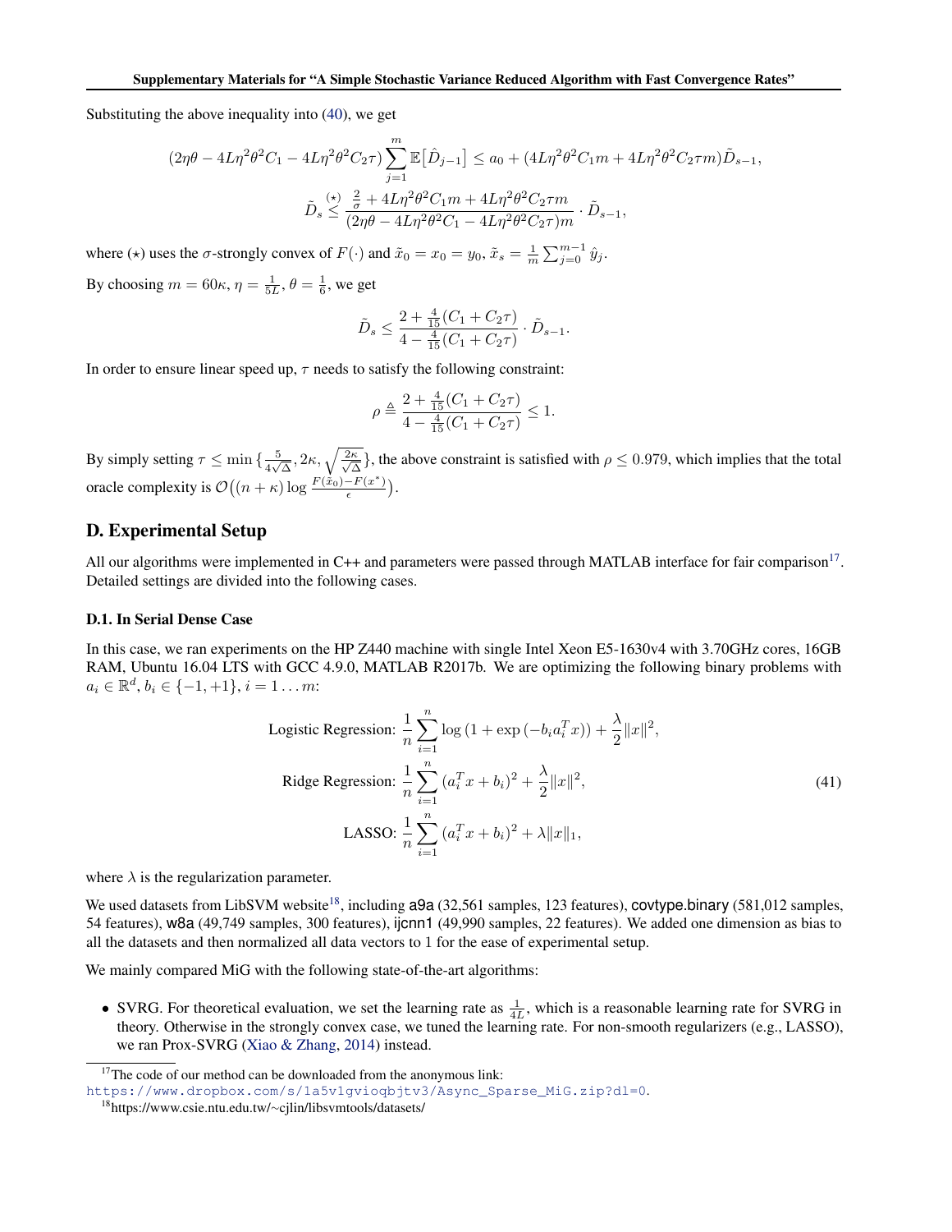Substituting the above inequality into (40), we get

$$(2\eta\theta - 4L\eta^2\theta^2 C_1 - 4L\eta^2\theta^2 C_2\tau)\sum_{j=1}^{m}\mathbb{E}\big[\hat{D}_{j-1}\big] \le a_0 + (4L\eta^2\theta^2 C_1 m + 4L\eta^2\theta^2 C_2\tau m)\tilde{D}_{s-1},$$

$$\tilde{D}_s \overset{(\star)}{\le} \frac{\frac{2}{\sigma} + 4L\eta^2\theta^2 C_1 m + 4L\eta^2\theta^2 C_2\tau m}{(2\eta\theta - 4L\eta^2\theta^2 C_1 - 4L\eta^2\theta^2 C_2\tau)m}\cdot\tilde{D}_{s-1},$$

where $(\star)$ uses the $\sigma$-strongly convex of $F(\cdot)$ and $\tilde{x}_0 = x_0 = y_0$, $\tilde{x}_s = \frac{1}{m}\sum_{j=0}^{m-1}\hat{y}_j$.

By choosing $m = 60\kappa$, $\eta = \frac{1}{5L}$, $\theta = \frac{1}{6}$, we get

$$\tilde{D}_s \le \frac{2 + \frac{4}{15}(C_1 + C_2\tau)}{4 - \frac{4}{15}(C_1 + C_2\tau)}\cdot\tilde{D}_{s-1}.$$

In order to ensure linear speed up, $\tau$ needs to satisfy the following constraint:

$$\rho \triangleq \frac{2 + \frac{4}{15}(C_1 + C_2\tau)}{4 - \frac{4}{15}(C_1 + C_2\tau)} \le 1.$$

By simply setting $\tau \le \min\{\frac{5}{4\sqrt{\Delta}}, 2\kappa, \sqrt{\frac{2\kappa}{\sqrt{\Delta}}}\}$, the above constraint is satisfied with $\rho \le 0.979$, which implies that the total oracle complexity is $\mathcal{O}\big((n+\kappa)\log\frac{F(\tilde{x}_0) - F(x^*)}{\epsilon}\big)$.

## D. Experimental Setup

All our algorithms were implemented in C++ and parameters were passed through MATLAB interface for fair comparison[17]. Detailed settings are divided into the following cases.

### D.1. In Serial Dense Case

In this case, we ran experiments on the HP Z440 machine with single Intel Xeon E5-1630v4 with 3.70GHz cores, 16GB RAM, Ubuntu 16.04 LTS with GCC 4.9.0, MATLAB R2017b. We are optimizing the following binary problems with $a_i \in \mathbb{R}^d$, $b_i \in \{-1, +1\}$, $i = 1 \ldots m$:

$$\begin{aligned}
\text{Logistic Regression: } & \frac{1}{n}\sum_{i=1}^{n}\log\left(1 + \exp\left(-b_i a_i^T x\right)\right) + \frac{\lambda}{2}\|x\|^2, \\
\text{Ridge Regression: } & \frac{1}{n}\sum_{i=1}^{n}(a_i^T x + b_i)^2 + \frac{\lambda}{2}\|x\|^2, \\
\text{LASSO: } & \frac{1}{n}\sum_{i=1}^{n}(a_i^T x + b_i)^2 + \lambda\|x\|_1,
\end{aligned} \tag{41}$$

where $\lambda$ is the regularization parameter.

We used datasets from LibSVM website[18], including a9a (32,561 samples, 123 features), covtype.binary (581,012 samples, 54 features), w8a (49,749 samples, 300 features), ijcnn1 (49,990 samples, 22 features). We added one dimension as bias to all the datasets and then normalized all data vectors to 1 for the ease of experimental setup.

We mainly compared MiG with the following state-of-the-art algorithms:

- SVRG. For theoretical evaluation, we set the learning rate as $\frac{1}{4L}$, which is a reasonable learning rate for SVRG in theory. Otherwise in the strongly convex case, we tuned the learning rate. For non-smooth regularizers (e.g., LASSO), we ran Prox-SVRG (Xiao & Zhang, 2014) instead.

[17] The code of our method can be downloaded from the anonymous link: https://www.dropbox.com/s/1a5v1gvioqbjtv3/Async_Sparse_MiG.zip?dl=0.

[18] https://www.csie.ntu.edu.tw/~cjlin/libsvmtools/datasets/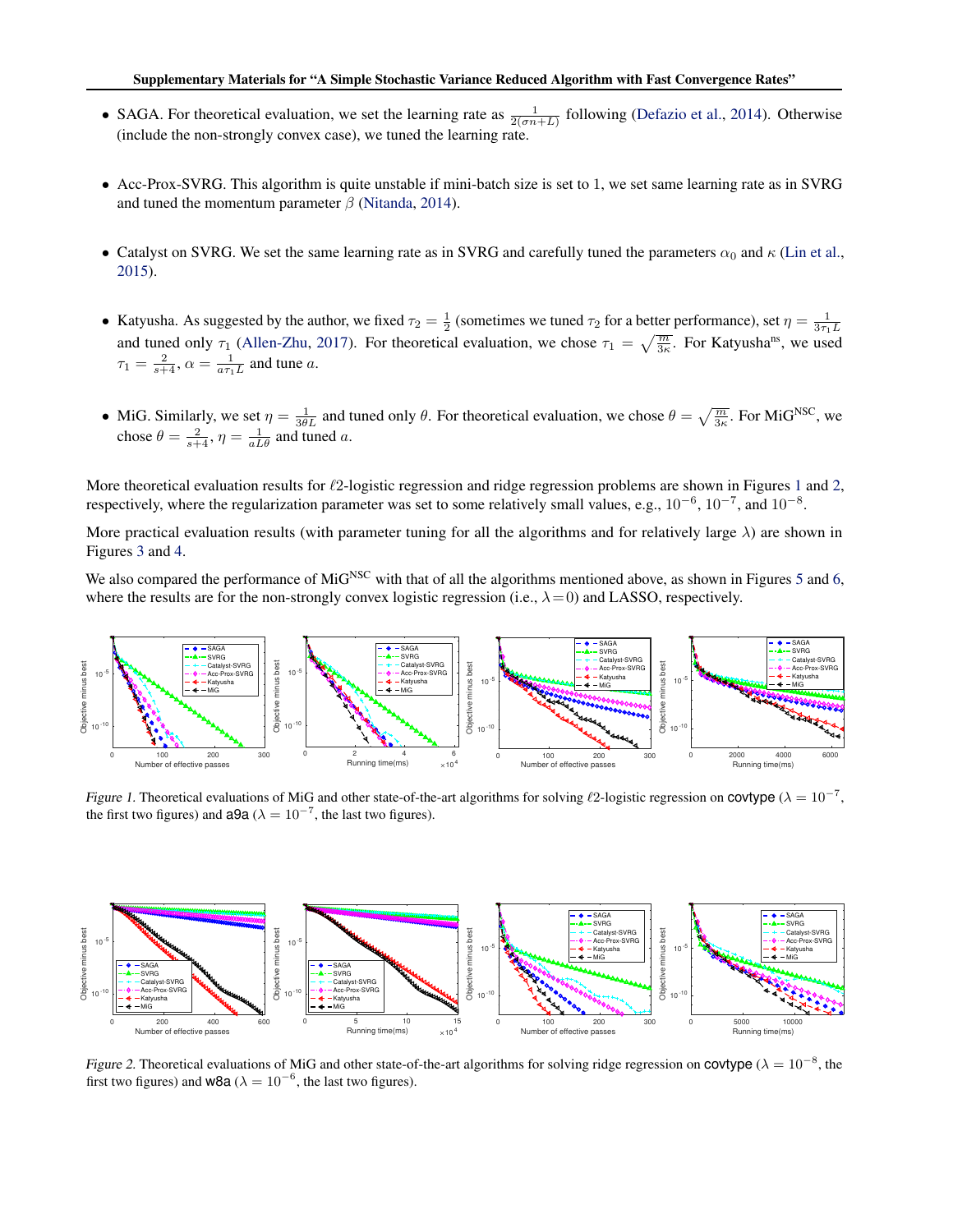- SAGA. For theoretical evaluation, we set the learning rate as $\frac{1}{2(\sigma n+L)}$ following (Defazio et al., 2014). Otherwise (include the non-strongly convex case), we tuned the learning rate.

- Acc-Prox-SVRG. This algorithm is quite unstable if mini-batch size is set to 1, we set same learning rate as in SVRG and tuned the momentum parameter $\beta$ (Nitanda, 2014).

- Catalyst on SVRG. We set the same learning rate as in SVRG and carefully tuned the parameters $\alpha_0$ and $\kappa$ (Lin et al., 2015).

- Katyusha. As suggested by the author, we fixed $\tau_2 = \frac{1}{2}$ (sometimes we tuned $\tau_2$ for a better performance), set $\eta = \frac{1}{3\tau_1 L}$ and tuned only $\tau_1$ (Allen-Zhu, 2017). For theoretical evaluation, we chose $\tau_1 = \sqrt{\frac{m}{3\kappa}}$. For Katyusha$^{\text{ns}}$, we used $\tau_1 = \frac{2}{s+4}$, $\alpha = \frac{1}{a\tau_1 L}$ and tune $a$.

- MiG. Similarly, we set $\eta = \frac{1}{3\theta L}$ and tuned only $\theta$. For theoretical evaluation, we chose $\theta = \sqrt{\frac{m}{3\kappa}}$. For MiG$^{\text{NSC}}$, we chose $\theta = \frac{2}{s+4}$, $\eta = \frac{1}{aL\theta}$ and tuned $a$.

More theoretical evaluation results for $\ell 2$-logistic regression and ridge regression problems are shown in Figures 1 and 2, respectively, where the regularization parameter was set to some relatively small values, e.g., $10^{-6}$, $10^{-7}$, and $10^{-8}$.

More practical evaluation results (with parameter tuning for all the algorithms and for relatively large $\lambda$) are shown in Figures 3 and 4.

We also compared the performance of MiG$^{\text{NSC}}$ with that of all the algorithms mentioned above, as shown in Figures 5 and 6, where the results are for the non-strongly convex logistic regression (i.e., $\lambda = 0$) and LASSO, respectively.

*Figure 1.* Theoretical evaluations of MiG and other state-of-the-art algorithms for solving $\ell 2$-logistic regression on covtype ($\lambda = 10^{-7}$, the first two figures) and a9a ($\lambda = 10^{-7}$, the last two figures).

*Figure 2.* Theoretical evaluations of MiG and other state-of-the-art algorithms for solving ridge regression on covtype ($\lambda = 10^{-8}$, the first two figures) and w8a ($\lambda = 10^{-6}$, the last two figures).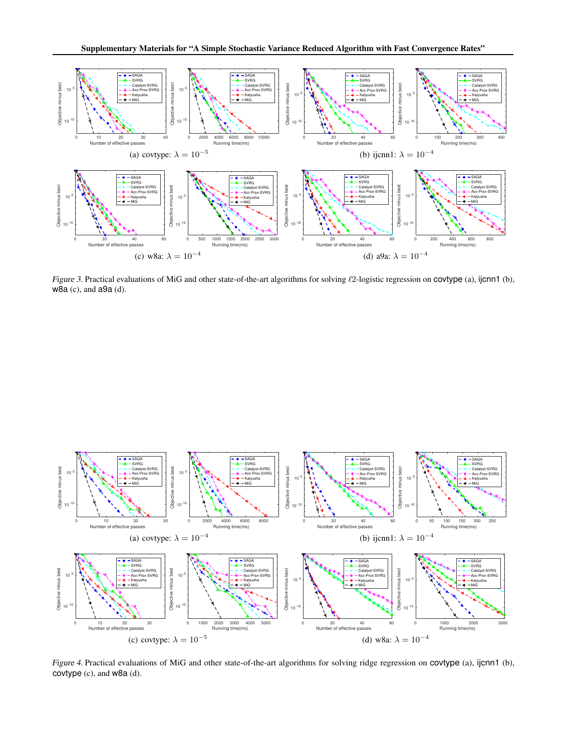(a) covtype: $\lambda = 10^{-5}$

(b) ijcnn1: $\lambda = 10^{-4}$

(c) w8a: $\lambda = 10^{-4}$

(d) a9a: $\lambda = 10^{-4}$

*Figure 3.* Practical evaluations of MiG and other state-of-the-art algorithms for solving $\ell 2$-logistic regression on covtype (a), ijcnn1 (b), w8a (c), and a9a (d).

(a) covtype: $\lambda = 10^{-4}$

(b) ijcnn1: $\lambda = 10^{-4}$

(c) covtype: $\lambda = 10^{-5}$

(d) w8a: $\lambda = 10^{-4}$

*Figure 4.* Practical evaluations of MiG and other state-of-the-art algorithms for solving ridge regression on covtype (a), ijcnn1 (b), covtype (c), and w8a (d).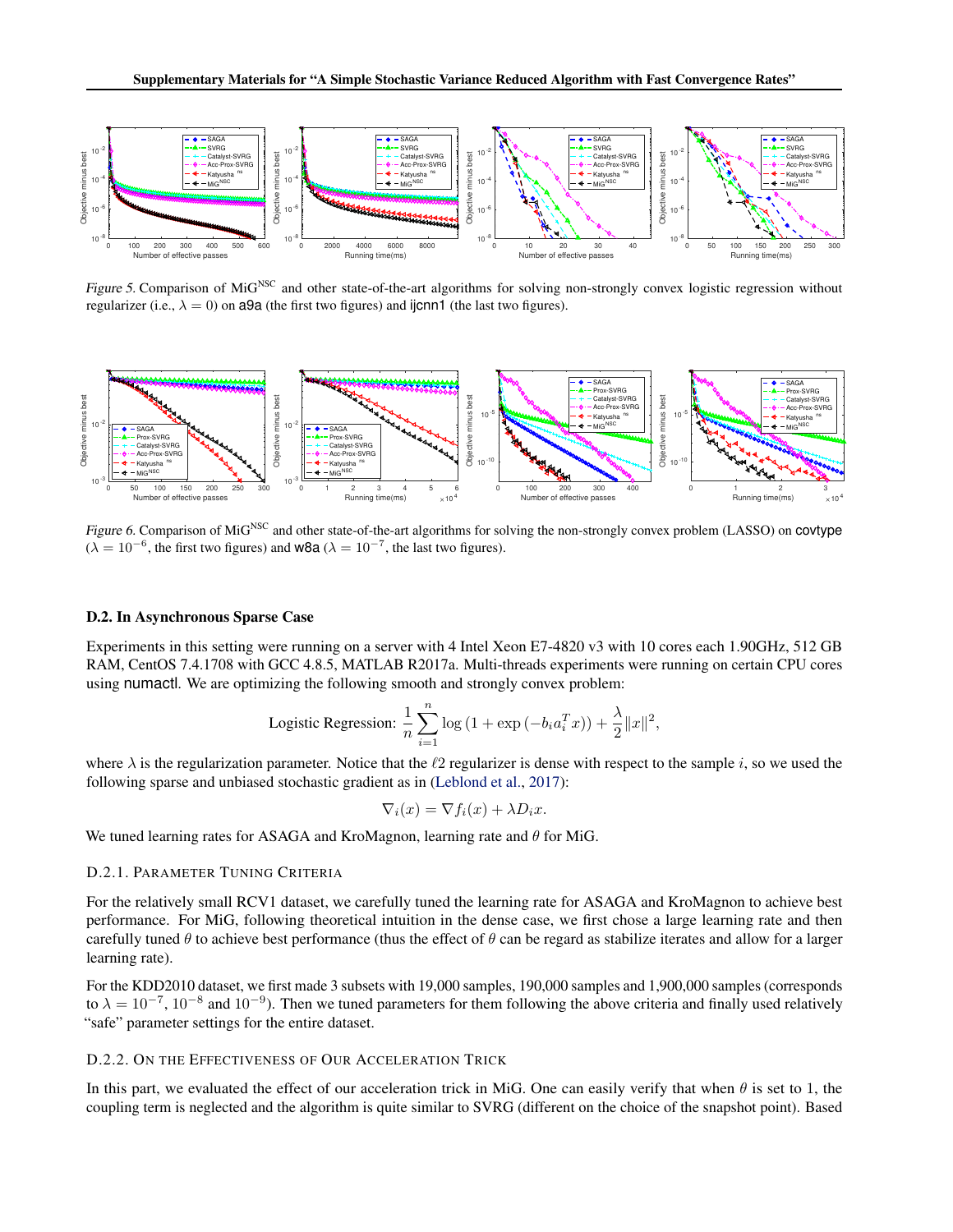*Figure 5.* Comparison of MiG$^{\text{NSC}}$ and other state-of-the-art algorithms for solving non-strongly convex logistic regression without regularizer (i.e., $\lambda = 0$) on a9a (the first two figures) and ijcnn1 (the last two figures).

*Figure 6.* Comparison of MiG$^{\text{NSC}}$ and other state-of-the-art algorithms for solving the non-strongly convex problem (LASSO) on covtype ($\lambda = 10^{-6}$, the first two figures) and w8a ($\lambda = 10^{-7}$, the last two figures).

## D.2. In Asynchronous Sparse Case

Experiments in this setting were running on a server with 4 Intel Xeon E7-4820 v3 with 10 cores each 1.90GHz, 512 GB RAM, CentOS 7.4.1708 with GCC 4.8.5, MATLAB R2017a. Multi-threads experiments were running on certain CPU cores using numactl. We are optimizing the following smooth and strongly convex problem:

$$\text{Logistic Regression: } \frac{1}{n}\sum_{i=1}^{n} \log\left(1 + \exp\left(-b_i a_i^T x\right)\right) + \frac{\lambda}{2}\|x\|^2,$$

where $\lambda$ is the regularization parameter. Notice that the $\ell 2$ regularizer is dense with respect to the sample $i$, so we used the following sparse and unbiased stochastic gradient as in (Leblond et al., 2017):

$$\nabla_i(x) = \nabla f_i(x) + \lambda D_i x.$$

We tuned learning rates for ASAGA and KroMagnon, learning rate and $\theta$ for MiG.

### D.2.1. Parameter Tuning Criteria

For the relatively small RCV1 dataset, we carefully tuned the learning rate for ASAGA and KroMagnon to achieve best performance. For MiG, following theoretical intuition in the dense case, we first chose a large learning rate and then carefully tuned $\theta$ to achieve best performance (thus the effect of $\theta$ can be regard as stabilize iterates and allow for a larger learning rate).

For the KDD2010 dataset, we first made 3 subsets with 19,000 samples, 190,000 samples and 1,900,000 samples (corresponds to $\lambda = 10^{-7}$, $10^{-8}$ and $10^{-9}$). Then we tuned parameters for them following the above criteria and finally used relatively "safe" parameter settings for the entire dataset.

### D.2.2. On the Effectiveness of Our Acceleration Trick

In this part, we evaluated the effect of our acceleration trick in MiG. One can easily verify that when $\theta$ is set to 1, the coupling term is neglected and the algorithm is quite similar to SVRG (different on the choice of the snapshot point). Based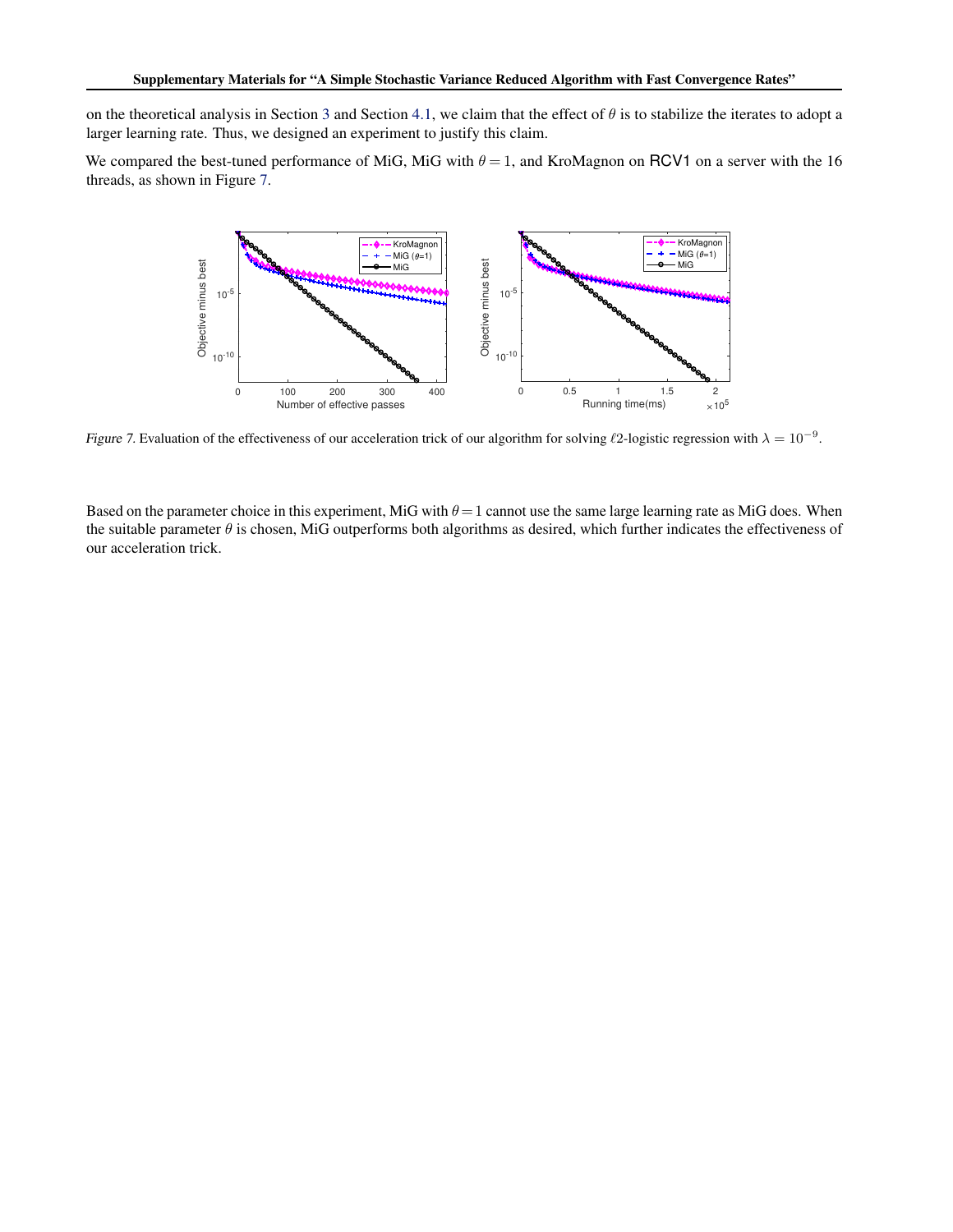on the theoretical analysis in Section 3 and Section 4.1, we claim that the effect of $\theta$ is to stabilize the iterates to adopt a larger learning rate. Thus, we designed an experiment to justify this claim.

We compared the best-tuned performance of MiG, MiG with $\theta = 1$, and KroMagnon on RCV1 on a server with the 16 threads, as shown in Figure 7.

Objective minus best

$10^{-5}$

$10^{-10}$

0
100
200
300
400

Number of effective passes

KroMagnon
MiG ($\theta$=1)
MiG

Objective minus best

$10^{-5}$

$10^{-10}$

0
0.5
1
1.5
2

Running time(ms)

$\times 10^5$

KroMagnon
MiG ($\theta$=1)
MiG

*Figure 7.* Evaluation of the effectiveness of our acceleration trick of our algorithm for solving $\ell 2$-logistic regression with $\lambda = 10^{-9}$.

Based on the parameter choice in this experiment, MiG with $\theta = 1$ cannot use the same large learning rate as MiG does. When the suitable parameter $\theta$ is chosen, MiG outperforms both algorithms as desired, which further indicates the effectiveness of our acceleration trick.